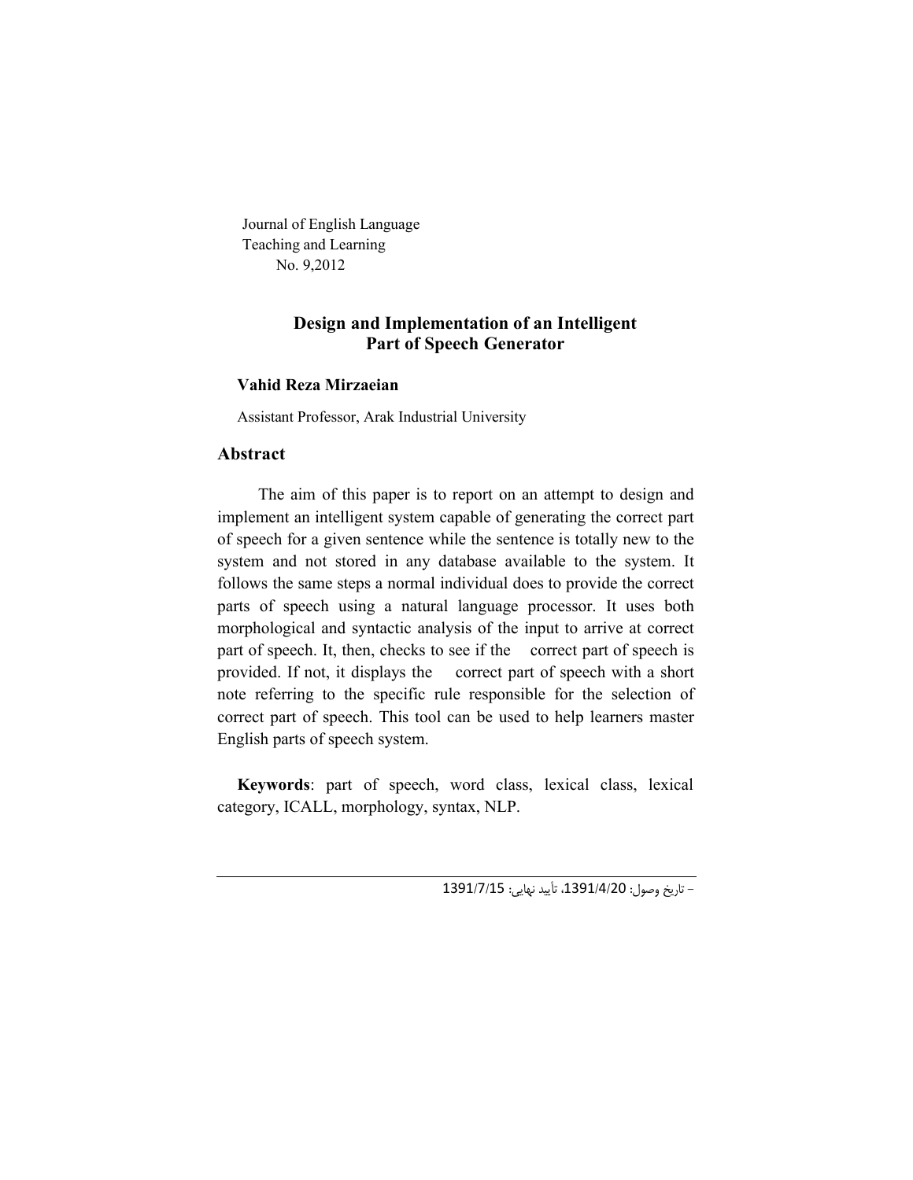Journal of English Language
Teaching and Learning
No. 9,2012

# Design and Implementation of an Intelligent Part of Speech Generator

**Vahid Reza Mirzaeian**

Assistant Professor, Arak Industrial University

## Abstract

The aim of this paper is to report on an attempt to design and implement an intelligent system capable of generating the correct part of speech for a given sentence while the sentence is totally new to the system and not stored in any database available to the system. It follows the same steps a normal individual does to provide the correct parts of speech using a natural language processor. It uses both morphological and syntactic analysis of the input to arrive at correct part of speech. It, then, checks to see if the correct part of speech is provided. If not, it displays the correct part of speech with a short note referring to the specific rule responsible for the selection of correct part of speech. This tool can be used to help learners master English parts of speech system.

**Keywords**: part of speech, word class, lexical class, lexical category, ICALL, morphology, syntax, NLP.

– تاریخ وصول: 1391/4/20، تأیید نهایی: 1391/7/15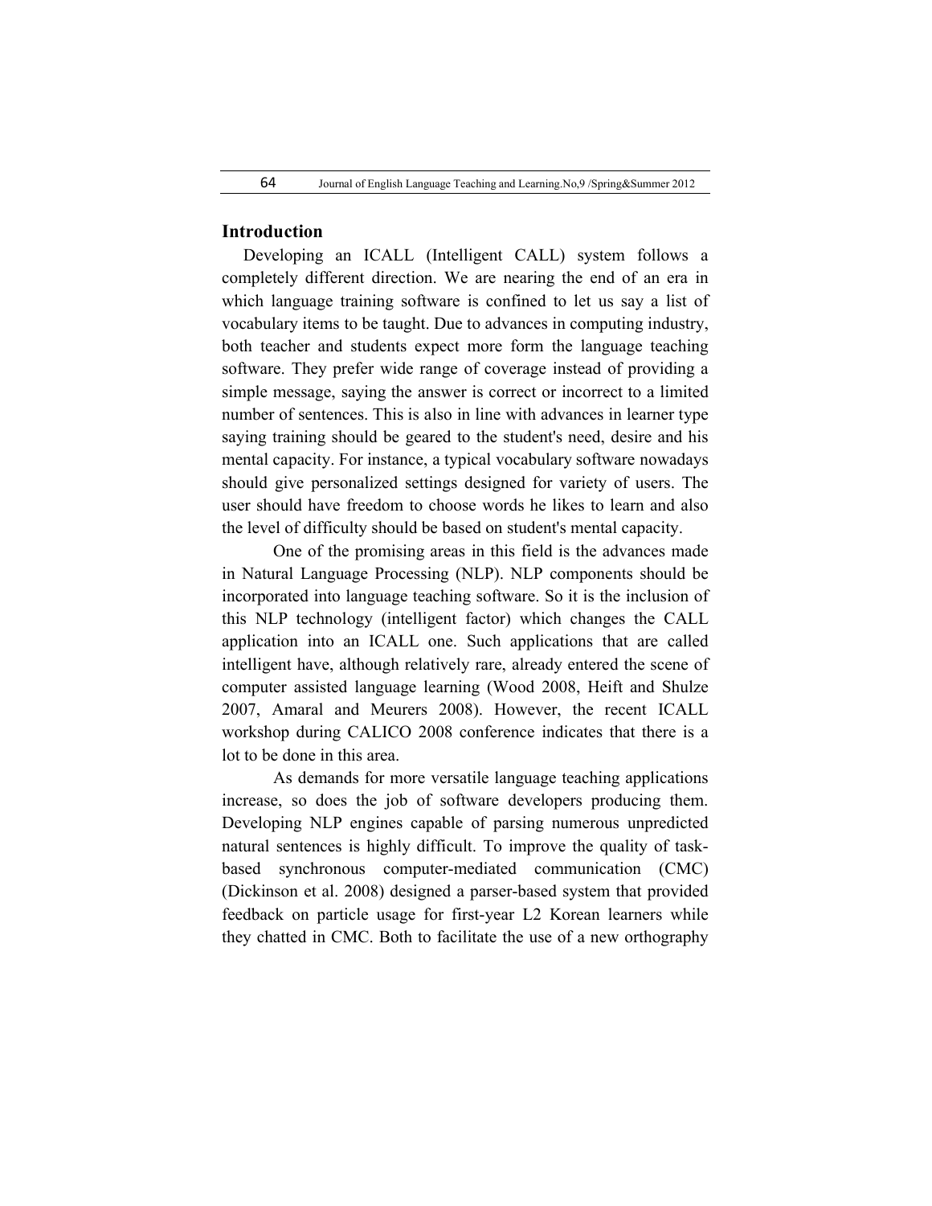## Introduction

Developing an ICALL (Intelligent CALL) system follows a completely different direction. We are nearing the end of an era in which language training software is confined to let us say a list of vocabulary items to be taught. Due to advances in computing industry, both teacher and students expect more form the language teaching software. They prefer wide range of coverage instead of providing a simple message, saying the answer is correct or incorrect to a limited number of sentences. This is also in line with advances in learner type saying training should be geared to the student's need, desire and his mental capacity. For instance, a typical vocabulary software nowadays should give personalized settings designed for variety of users. The user should have freedom to choose words he likes to learn and also the level of difficulty should be based on student's mental capacity.

One of the promising areas in this field is the advances made in Natural Language Processing (NLP). NLP components should be incorporated into language teaching software. So it is the inclusion of this NLP technology (intelligent factor) which changes the CALL application into an ICALL one. Such applications that are called intelligent have, although relatively rare, already entered the scene of computer assisted language learning (Wood 2008, Heift and Shulze 2007, Amaral and Meurers 2008). However, the recent ICALL workshop during CALICO 2008 conference indicates that there is a lot to be done in this area.

As demands for more versatile language teaching applications increase, so does the job of software developers producing them. Developing NLP engines capable of parsing numerous unpredicted natural sentences is highly difficult. To improve the quality of task-based synchronous computer-mediated communication (CMC) (Dickinson et al. 2008) designed a parser-based system that provided feedback on particle usage for first-year L2 Korean learners while they chatted in CMC. Both to facilitate the use of a new orthography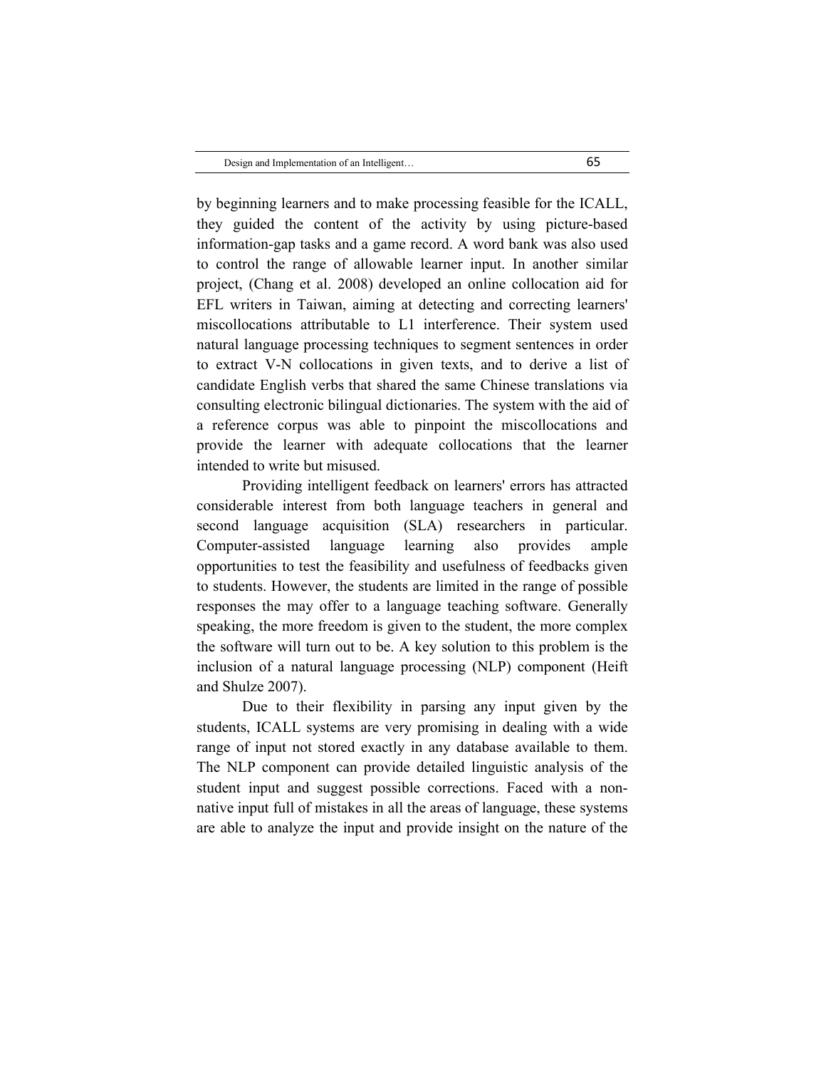by beginning learners and to make processing feasible for the ICALL, they guided the content of the activity by using picture-based information-gap tasks and a game record. A word bank was also used to control the range of allowable learner input. In another similar project, (Chang et al. 2008) developed an online collocation aid for EFL writers in Taiwan, aiming at detecting and correcting learners' miscollocations attributable to L1 interference. Their system used natural language processing techniques to segment sentences in order to extract V-N collocations in given texts, and to derive a list of candidate English verbs that shared the same Chinese translations via consulting electronic bilingual dictionaries. The system with the aid of a reference corpus was able to pinpoint the miscollocations and provide the learner with adequate collocations that the learner intended to write but misused.

Providing intelligent feedback on learners' errors has attracted considerable interest from both language teachers in general and second language acquisition (SLA) researchers in particular. Computer-assisted language learning also provides ample opportunities to test the feasibility and usefulness of feedbacks given to students. However, the students are limited in the range of possible responses the may offer to a language teaching software. Generally speaking, the more freedom is given to the student, the more complex the software will turn out to be. A key solution to this problem is the inclusion of a natural language processing (NLP) component (Heift and Shulze 2007).

Due to their flexibility in parsing any input given by the students, ICALL systems are very promising in dealing with a wide range of input not stored exactly in any database available to them. The NLP component can provide detailed linguistic analysis of the student input and suggest possible corrections. Faced with a non-native input full of mistakes in all the areas of language, these systems are able to analyze the input and provide insight on the nature of the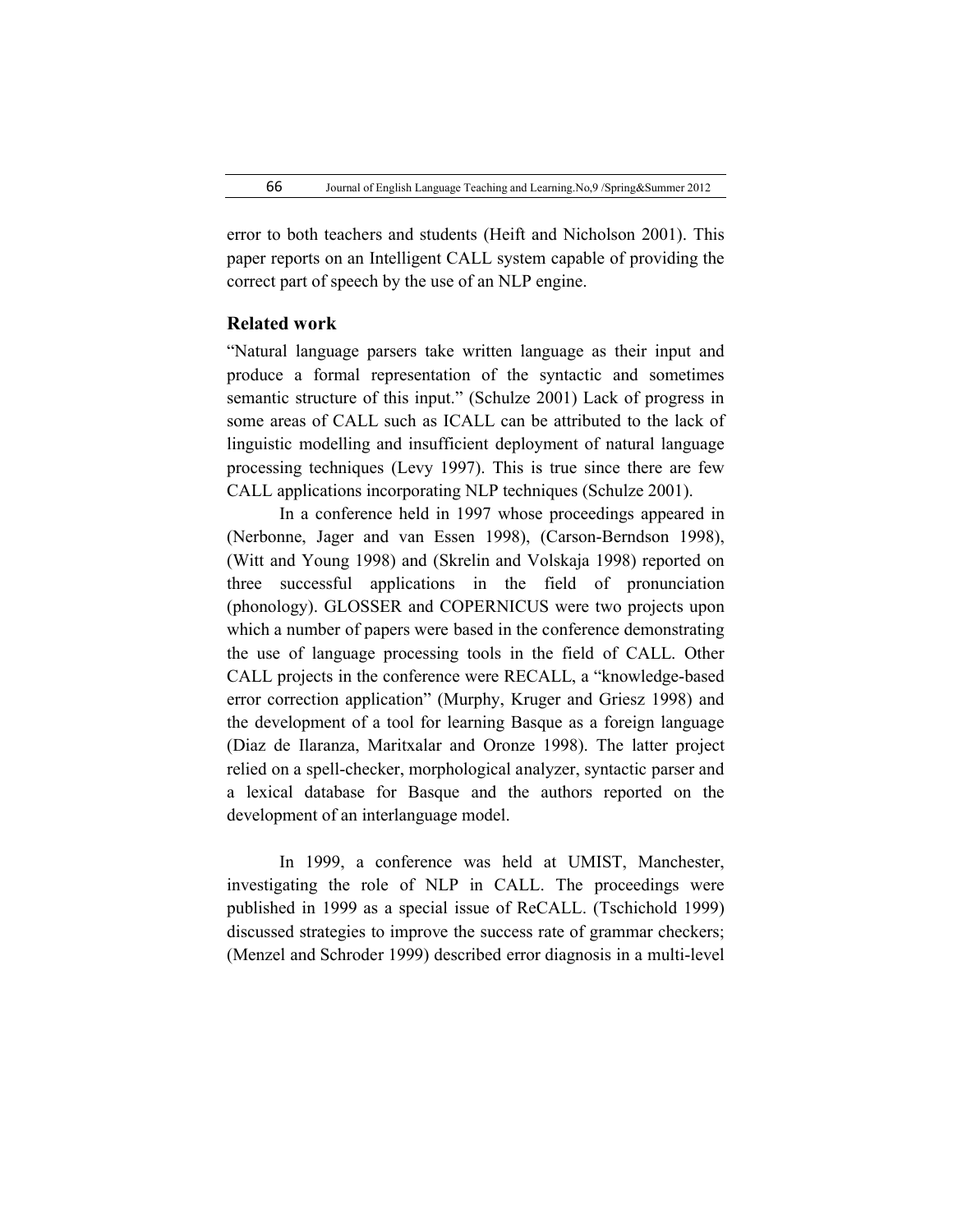error to both teachers and students (Heift and Nicholson 2001). This paper reports on an Intelligent CALL system capable of providing the correct part of speech by the use of an NLP engine.

## Related work

"Natural language parsers take written language as their input and produce a formal representation of the syntactic and sometimes semantic structure of this input." (Schulze 2001) Lack of progress in some areas of CALL such as ICALL can be attributed to the lack of linguistic modelling and insufficient deployment of natural language processing techniques (Levy 1997). This is true since there are few CALL applications incorporating NLP techniques (Schulze 2001).

In a conference held in 1997 whose proceedings appeared in (Nerbonne, Jager and van Essen 1998), (Carson-Berndson 1998), (Witt and Young 1998) and (Skrelin and Volskaja 1998) reported on three successful applications in the field of pronunciation (phonology). GLOSSER and COPERNICUS were two projects upon which a number of papers were based in the conference demonstrating the use of language processing tools in the field of CALL. Other CALL projects in the conference were RECALL, a "knowledge-based error correction application" (Murphy, Kruger and Griesz 1998) and the development of a tool for learning Basque as a foreign language (Diaz de Ilaranza, Maritxalar and Oronze 1998). The latter project relied on a spell-checker, morphological analyzer, syntactic parser and a lexical database for Basque and the authors reported on the development of an interlanguage model.

In 1999, a conference was held at UMIST, Manchester, investigating the role of NLP in CALL. The proceedings were published in 1999 as a special issue of ReCALL. (Tschichold 1999) discussed strategies to improve the success rate of grammar checkers; (Menzel and Schroder 1999) described error diagnosis in a multi-level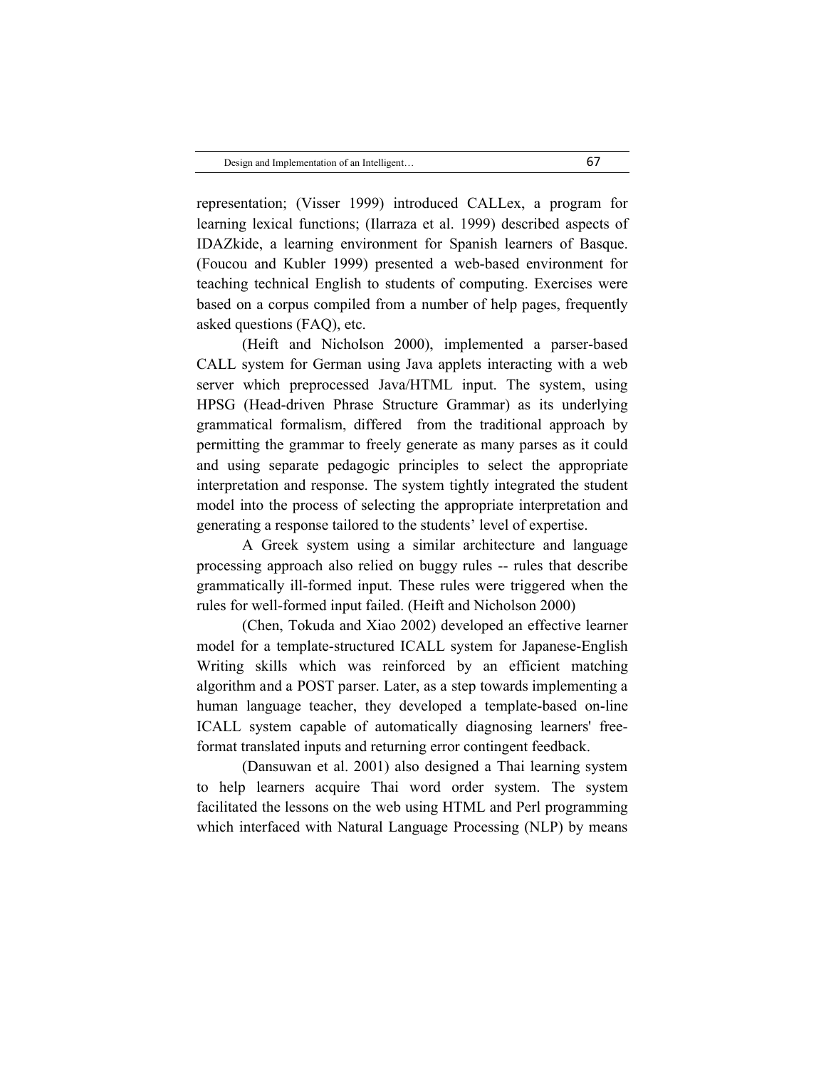representation; (Visser 1999) introduced CALLex, a program for learning lexical functions; (Ilarraza et al. 1999) described aspects of IDAZkide, a learning environment for Spanish learners of Basque. (Foucou and Kubler 1999) presented a web-based environment for teaching technical English to students of computing. Exercises were based on a corpus compiled from a number of help pages, frequently asked questions (FAQ), etc.

(Heift and Nicholson 2000), implemented a parser-based CALL system for German using Java applets interacting with a web server which preprocessed Java/HTML input. The system, using HPSG (Head-driven Phrase Structure Grammar) as its underlying grammatical formalism, differed from the traditional approach by permitting the grammar to freely generate as many parses as it could and using separate pedagogic principles to select the appropriate interpretation and response. The system tightly integrated the student model into the process of selecting the appropriate interpretation and generating a response tailored to the students' level of expertise.

A Greek system using a similar architecture and language processing approach also relied on buggy rules -- rules that describe grammatically ill-formed input. These rules were triggered when the rules for well-formed input failed. (Heift and Nicholson 2000)

(Chen, Tokuda and Xiao 2002) developed an effective learner model for a template-structured ICALL system for Japanese-English Writing skills which was reinforced by an efficient matching algorithm and a POST parser. Later, as a step towards implementing a human language teacher, they developed a template-based on-line ICALL system capable of automatically diagnosing learners' free-format translated inputs and returning error contingent feedback.

(Dansuwan et al. 2001) also designed a Thai learning system to help learners acquire Thai word order system. The system facilitated the lessons on the web using HTML and Perl programming which interfaced with Natural Language Processing (NLP) by means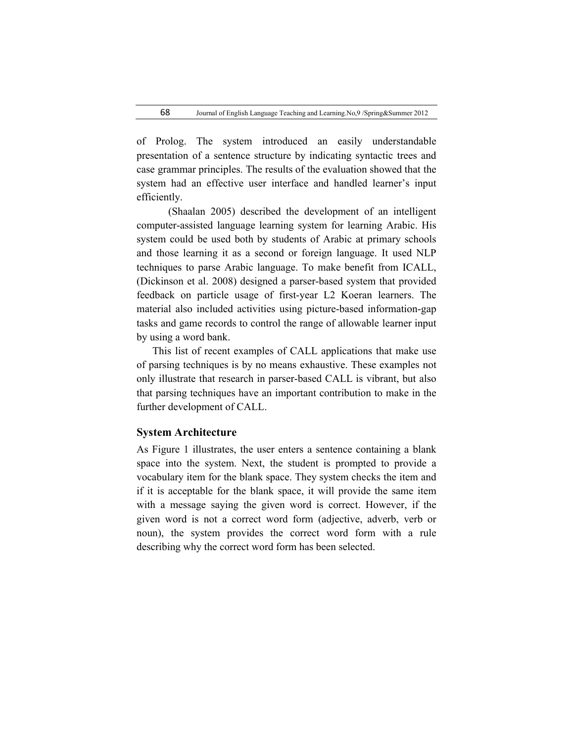of Prolog. The system introduced an easily understandable presentation of a sentence structure by indicating syntactic trees and case grammar principles. The results of the evaluation showed that the system had an effective user interface and handled learner's input efficiently.

(Shaalan 2005) described the development of an intelligent computer-assisted language learning system for learning Arabic. His system could be used both by students of Arabic at primary schools and those learning it as a second or foreign language. It used NLP techniques to parse Arabic language. To make benefit from ICALL, (Dickinson et al. 2008) designed a parser-based system that provided feedback on particle usage of first-year L2 Koeran learners. The material also included activities using picture-based information-gap tasks and game records to control the range of allowable learner input by using a word bank.

This list of recent examples of CALL applications that make use of parsing techniques is by no means exhaustive. These examples not only illustrate that research in parser-based CALL is vibrant, but also that parsing techniques have an important contribution to make in the further development of CALL.

## System Architecture

As Figure 1 illustrates, the user enters a sentence containing a blank space into the system. Next, the student is prompted to provide a vocabulary item for the blank space. They system checks the item and if it is acceptable for the blank space, it will provide the same item with a message saying the given word is correct. However, if the given word is not a correct word form (adjective, adverb, verb or noun), the system provides the correct word form with a rule describing why the correct word form has been selected.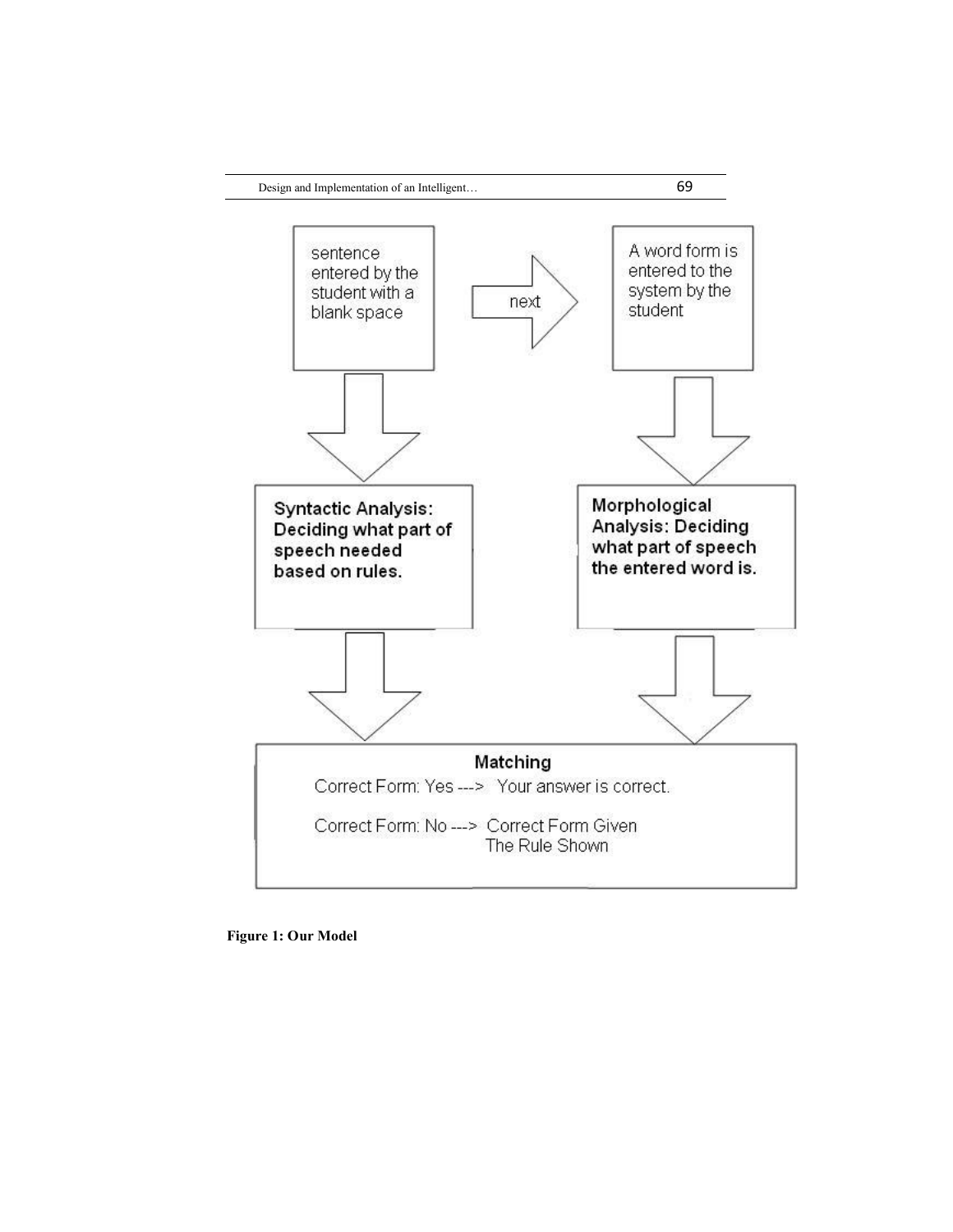sentence entered by the student with a blank space

next

A word form is entered to the system by the student

**Syntactic Analysis: Deciding what part of speech needed based on rules.**

**Morphological Analysis: Deciding what part of speech the entered word is.**

**Matching**

Correct Form: Yes ---> Your answer is correct.

Correct Form: No ---> Correct Form Given
The Rule Shown

**Figure 1: Our Model**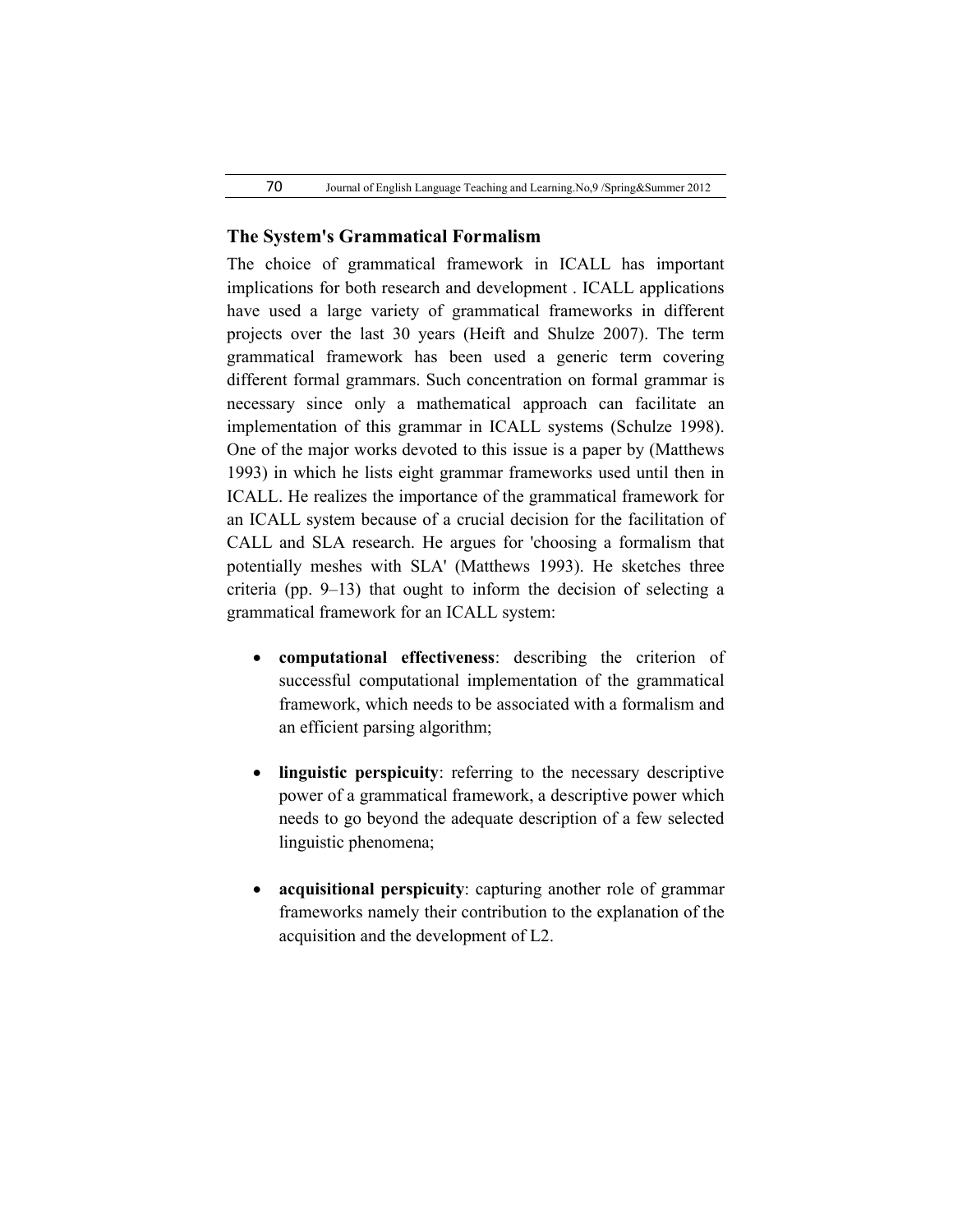## The System's Grammatical Formalism

The choice of grammatical framework in ICALL has important implications for both research and development . ICALL applications have used a large variety of grammatical frameworks in different projects over the last 30 years (Heift and Shulze 2007). The term grammatical framework has been used a generic term covering different formal grammars. Such concentration on formal grammar is necessary since only a mathematical approach can facilitate an implementation of this grammar in ICALL systems (Schulze 1998). One of the major works devoted to this issue is a paper by (Matthews 1993) in which he lists eight grammar frameworks used until then in ICALL. He realizes the importance of the grammatical framework for an ICALL system because of a crucial decision for the facilitation of CALL and SLA research. He argues for 'choosing a formalism that potentially meshes with SLA' (Matthews 1993). He sketches three criteria (pp. 9–13) that ought to inform the decision of selecting a grammatical framework for an ICALL system:

- **computational effectiveness**: describing the criterion of successful computational implementation of the grammatical framework, which needs to be associated with a formalism and an efficient parsing algorithm;
- **linguistic perspicuity**: referring to the necessary descriptive power of a grammatical framework, a descriptive power which needs to go beyond the adequate description of a few selected linguistic phenomena;
- **acquisitional perspicuity**: capturing another role of grammar frameworks namely their contribution to the explanation of the acquisition and the development of L2.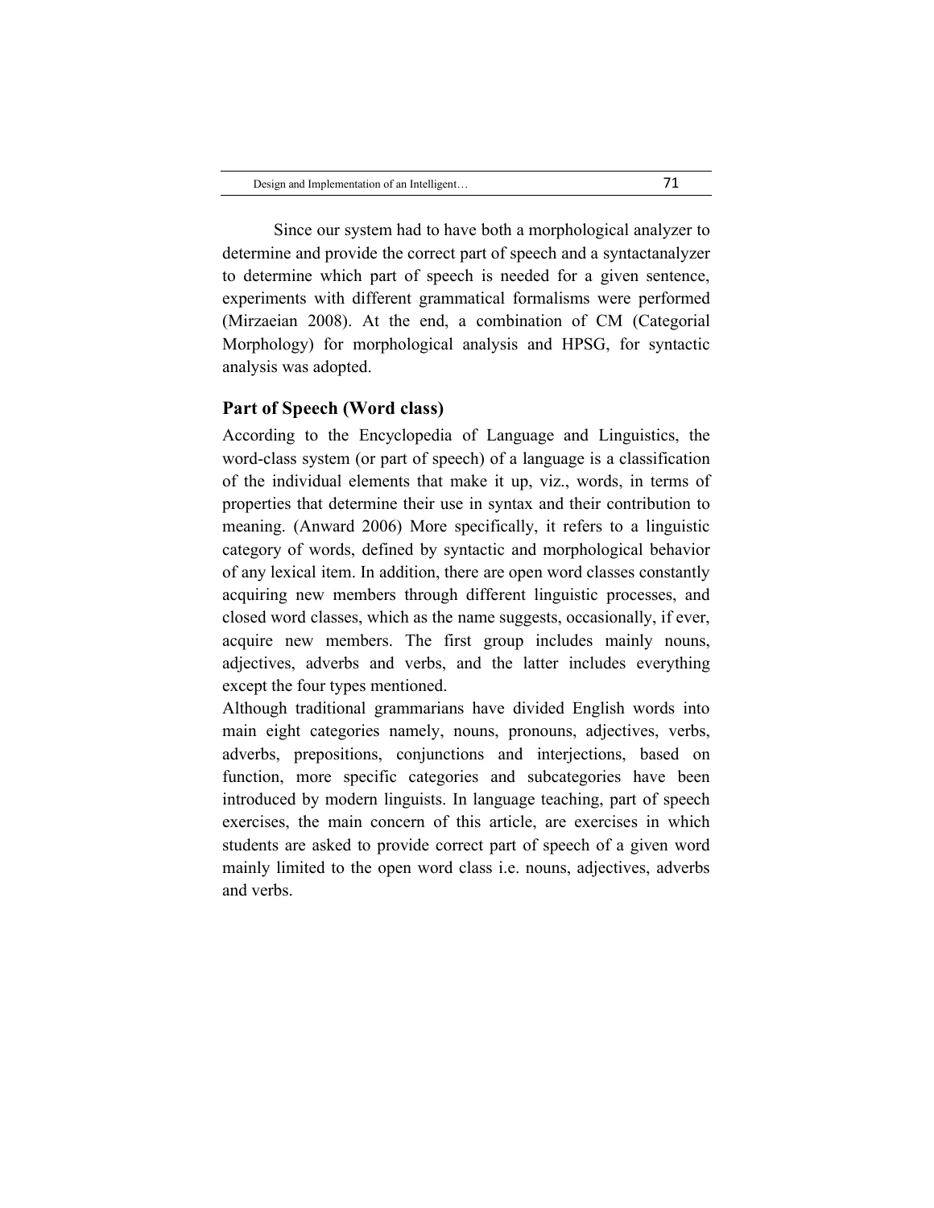Since our system had to have both a morphological analyzer to determine and provide the correct part of speech and a syntactanalyzer to determine which part of speech is needed for a given sentence, experiments with different grammatical formalisms were performed (Mirzaeian 2008). At the end, a combination of CM (Categorial Morphology) for morphological analysis and HPSG, for syntactic analysis was adopted.

## Part of Speech (Word class)

According to the Encyclopedia of Language and Linguistics, the word-class system (or part of speech) of a language is a classification of the individual elements that make it up, viz., words, in terms of properties that determine their use in syntax and their contribution to meaning. (Anward 2006) More specifically, it refers to a linguistic category of words, defined by syntactic and morphological behavior of any lexical item. In addition, there are open word classes constantly acquiring new members through different linguistic processes, and closed word classes, which as the name suggests, occasionally, if ever, acquire new members. The first group includes mainly nouns, adjectives, adverbs and verbs, and the latter includes everything except the four types mentioned.

Although traditional grammarians have divided English words into main eight categories namely, nouns, pronouns, adjectives, verbs, adverbs, prepositions, conjunctions and interjections, based on function, more specific categories and subcategories have been introduced by modern linguists. In language teaching, part of speech exercises, the main concern of this article, are exercises in which students are asked to provide correct part of speech of a given word mainly limited to the open word class i.e. nouns, adjectives, adverbs and verbs.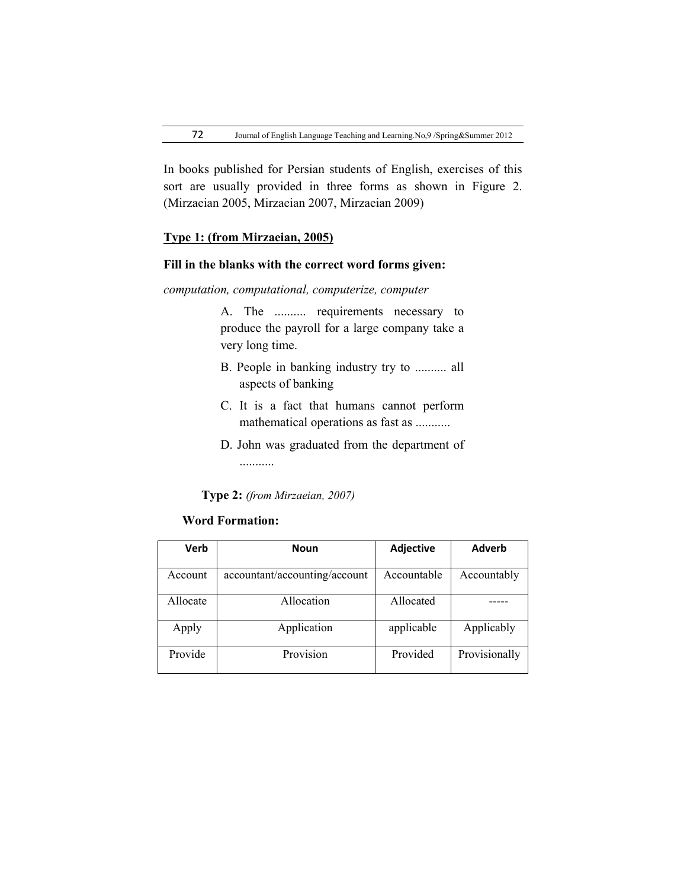In books published for Persian students of English, exercises of this sort are usually provided in three forms as shown in Figure 2. (Mirzaeian 2005, Mirzaeian 2007, Mirzaeian 2009)

**Type 1: (from Mirzaeian, 2005)**

**Fill in the blanks with the correct word forms given:**

*computation, computational, computerize, computer*

A. The .......... requirements necessary to produce the payroll for a large company take a very long time.

B. People in banking industry try to .......... all aspects of banking

C. It is a fact that humans cannot perform mathematical operations as fast as ...........

D. John was graduated from the department of ...........

**Type 2:** *(from Mirzaeian, 2007)*

**Word Formation:**

| Verb | Noun | Adjective | Adverb |
|---|---|---|---|
| Account | accountant/accounting/account | Accountable | Accountably |
| Allocate | Allocation | Allocated | ----- |
| Apply | Application | applicable | Applicably |
| Provide | Provision | Provided | Provisionally |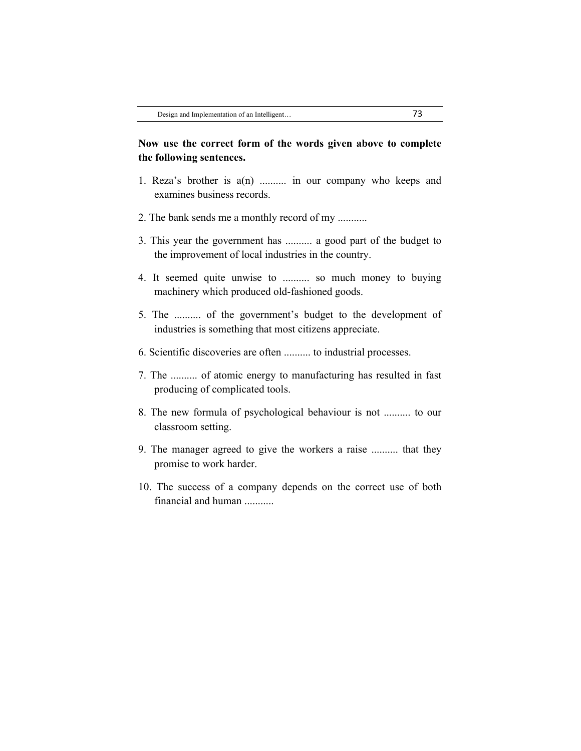**Now use the correct form of the words given above to complete the following sentences.**

1. Reza's brother is a(n) .......... in our company who keeps and examines business records.
2. The bank sends me a monthly record of my ...........
3. This year the government has .......... a good part of the budget to the improvement of local industries in the country.
4. It seemed quite unwise to .......... so much money to buying machinery which produced old-fashioned goods.
5. The .......... of the government's budget to the development of industries is something that most citizens appreciate.
6. Scientific discoveries are often .......... to industrial processes.
7. The .......... of atomic energy to manufacturing has resulted in fast producing of complicated tools.
8. The new formula of psychological behaviour is not .......... to our classroom setting.
9. The manager agreed to give the workers a raise .......... that they promise to work harder.
10. The success of a company depends on the correct use of both financial and human ...........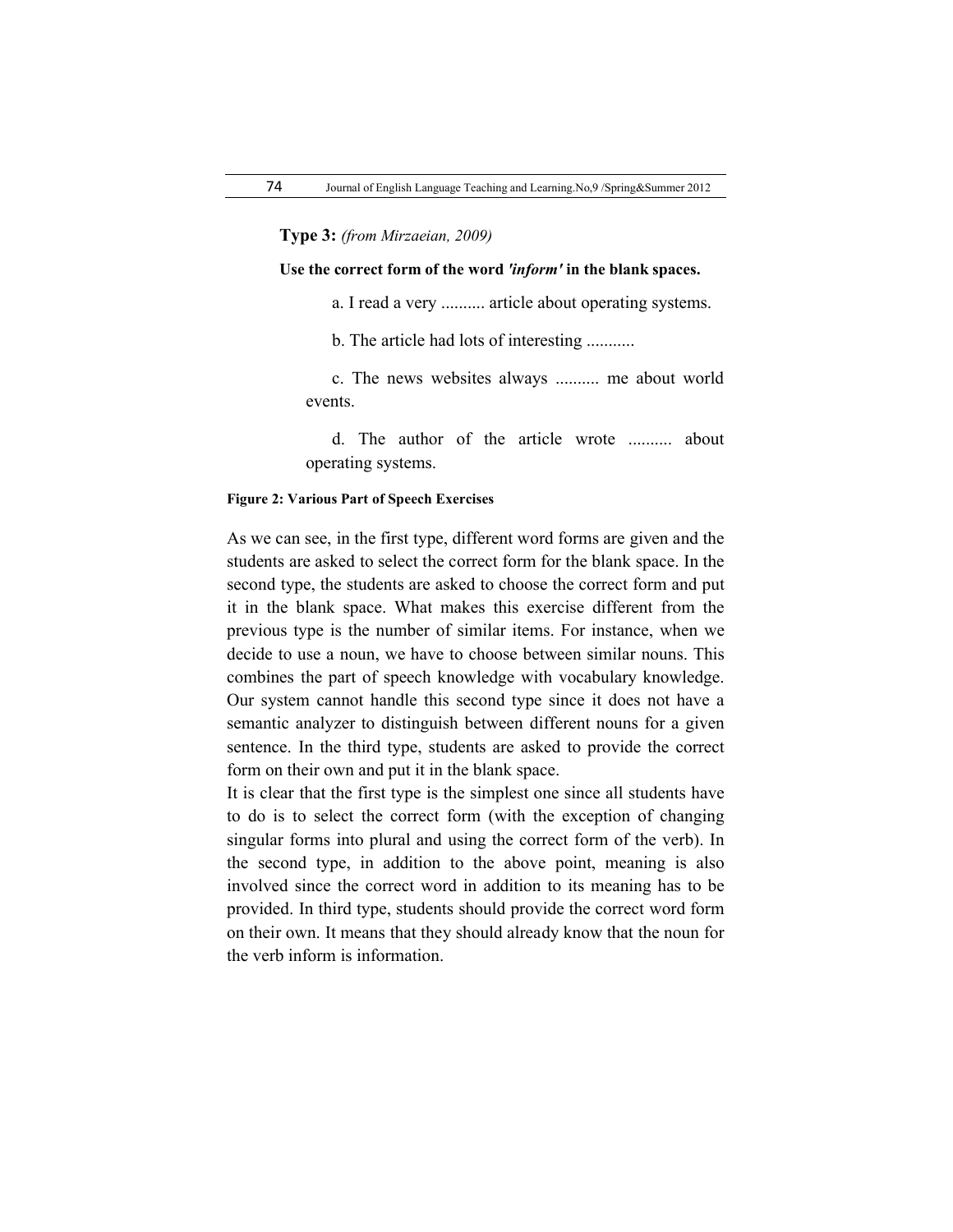**Type 3:** *(from Mirzaeian, 2009)*

**Use the correct form of the word *'inform'* in the blank spaces.**

a. I read a very .......... article about operating systems.

b. The article had lots of interesting ...........

c. The news websites always .......... me about world events.

d. The author of the article wrote .......... about operating systems.

**Figure 2: Various Part of Speech Exercises**

As we can see, in the first type, different word forms are given and the students are asked to select the correct form for the blank space. In the second type, the students are asked to choose the correct form and put it in the blank space. What makes this exercise different from the previous type is the number of similar items. For instance, when we decide to use a noun, we have to choose between similar nouns. This combines the part of speech knowledge with vocabulary knowledge. Our system cannot handle this second type since it does not have a semantic analyzer to distinguish between different nouns for a given sentence. In the third type, students are asked to provide the correct form on their own and put it in the blank space.

It is clear that the first type is the simplest one since all students have to do is to select the correct form (with the exception of changing singular forms into plural and using the correct form of the verb). In the second type, in addition to the above point, meaning is also involved since the correct word in addition to its meaning has to be provided. In third type, students should provide the correct word form on their own. It means that they should already know that the noun for the verb inform is information.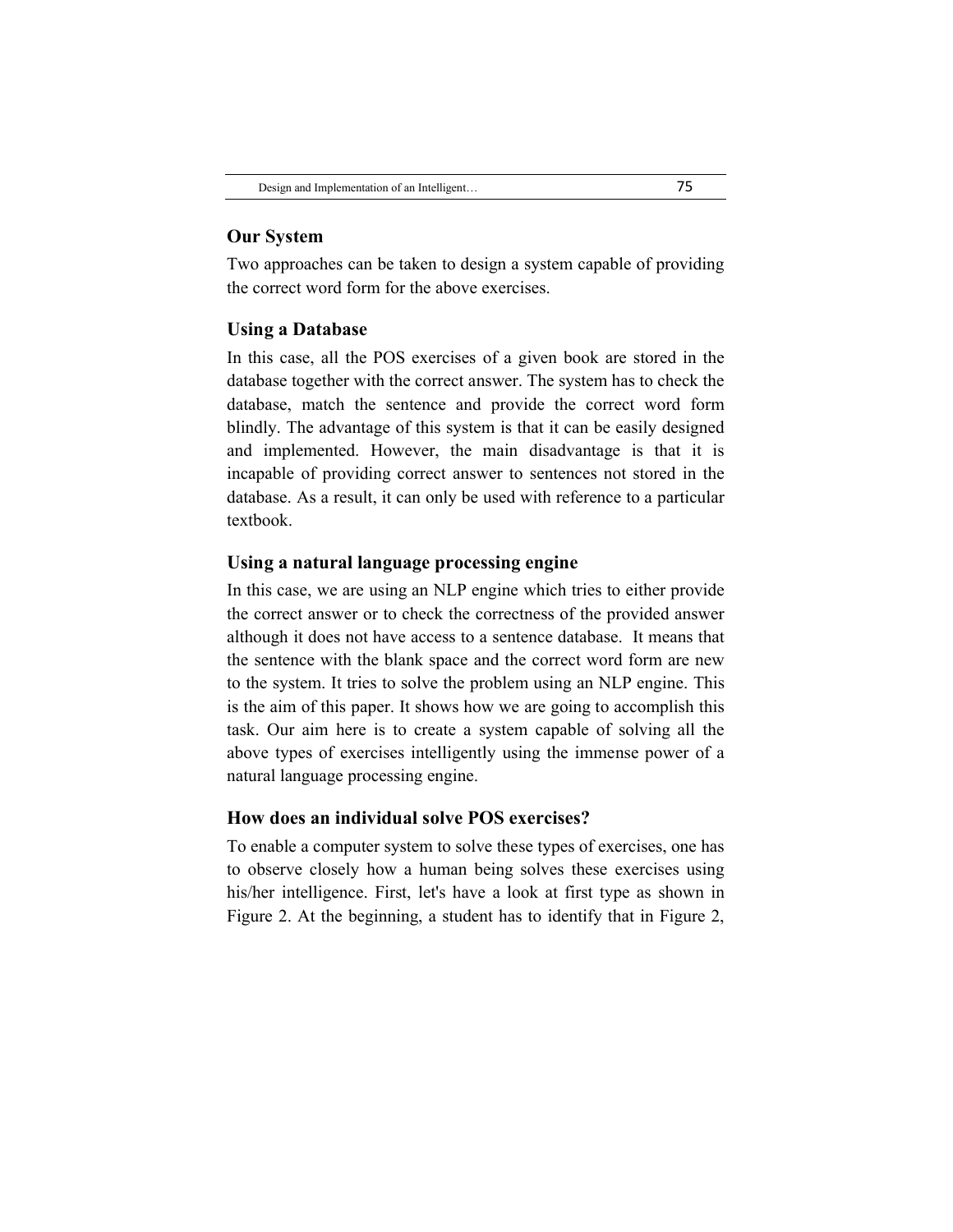## Our System

Two approaches can be taken to design a system capable of providing the correct word form for the above exercises.

### Using a Database

In this case, all the POS exercises of a given book are stored in the database together with the correct answer. The system has to check the database, match the sentence and provide the correct word form blindly. The advantage of this system is that it can be easily designed and implemented. However, the main disadvantage is that it is incapable of providing correct answer to sentences not stored in the database. As a result, it can only be used with reference to a particular textbook.

### Using a natural language processing engine

In this case, we are using an NLP engine which tries to either provide the correct answer or to check the correctness of the provided answer although it does not have access to a sentence database. It means that the sentence with the blank space and the correct word form are new to the system. It tries to solve the problem using an NLP engine. This is the aim of this paper. It shows how we are going to accomplish this task. Our aim here is to create a system capable of solving all the above types of exercises intelligently using the immense power of a natural language processing engine.

## How does an individual solve POS exercises?

To enable a computer system to solve these types of exercises, one has to observe closely how a human being solves these exercises using his/her intelligence. First, let's have a look at first type as shown in Figure 2. At the beginning, a student has to identify that in Figure 2,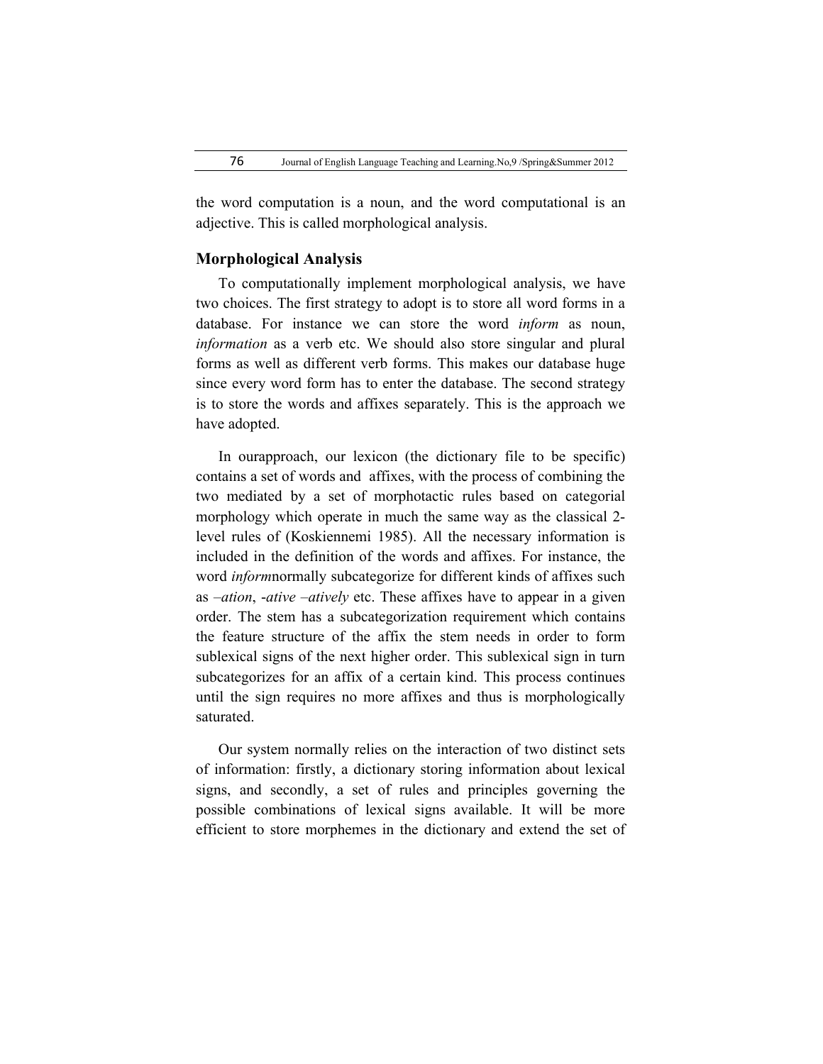the word computation is a noun, and the word computational is an adjective. This is called morphological analysis.

## Morphological Analysis

To computationally implement morphological analysis, we have two choices. The first strategy to adopt is to store all word forms in a database. For instance we can store the word *inform* as noun, *information* as a verb etc. We should also store singular and plural forms as well as different verb forms. This makes our database huge since every word form has to enter the database. The second strategy is to store the words and affixes separately. This is the approach we have adopted.

In ourapproach, our lexicon (the dictionary file to be specific) contains a set of words and affixes, with the process of combining the two mediated by a set of morphotactic rules based on categorial morphology which operate in much the same way as the classical 2-level rules of (Koskiennemi 1985). All the necessary information is included in the definition of the words and affixes. For instance, the word *inform*normally subcategorize for different kinds of affixes such as *–ation*, -*ative –atively* etc. These affixes have to appear in a given order. The stem has a subcategorization requirement which contains the feature structure of the affix the stem needs in order to form sublexical signs of the next higher order. This sublexical sign in turn subcategorizes for an affix of a certain kind. This process continues until the sign requires no more affixes and thus is morphologically saturated.

Our system normally relies on the interaction of two distinct sets of information: firstly, a dictionary storing information about lexical signs, and secondly, a set of rules and principles governing the possible combinations of lexical signs available. It will be more efficient to store morphemes in the dictionary and extend the set of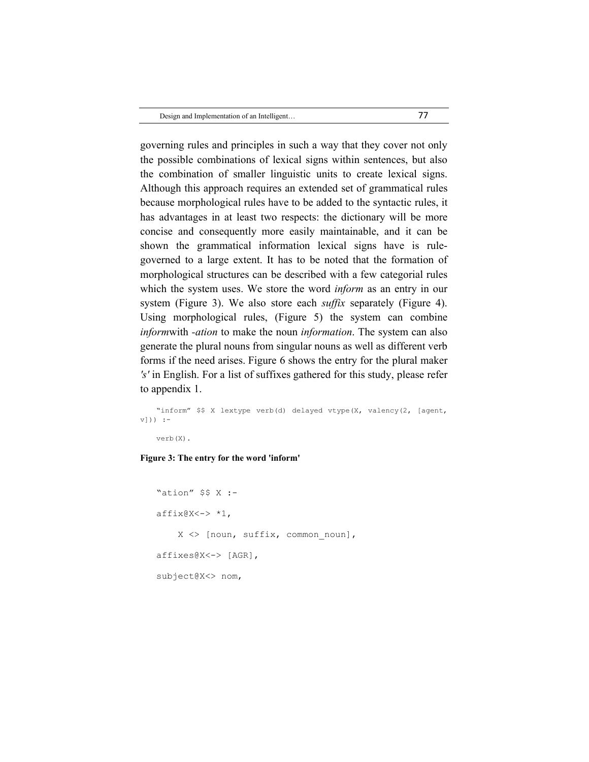governing rules and principles in such a way that they cover not only the possible combinations of lexical signs within sentences, but also the combination of smaller linguistic units to create lexical signs. Although this approach requires an extended set of grammatical rules because morphological rules have to be added to the syntactic rules, it has advantages in at least two respects: the dictionary will be more concise and consequently more easily maintainable, and it can be shown the grammatical information lexical signs have is rule-governed to a large extent. It has to be noted that the formation of morphological structures can be described with a few categorial rules which the system uses. We store the word *inform* as an entry in our system (Figure 3). We also store each *suffix* separately (Figure 4). Using morphological rules, (Figure 5) the system can combine *inform*with *-ation* to make the noun *information*. The system can also generate the plural nouns from singular nouns as well as different verb forms if the need arises. Figure 6 shows the entry for the plural maker *'s'* in English. For a list of suffixes gathered for this study, please refer to appendix 1.

```
"inform" $$ X lextype verb(d) delayed vtype(X, valency(2, [agent, v])) :-
    verb(X).
```

**Figure 3: The entry for the word 'inform'**

```
"ation" $$ X :-
affix@X<-> *1,
    X <> [noun, suffix, common_noun],
affixes@X<-> [AGR],
subject@X<> nom,
```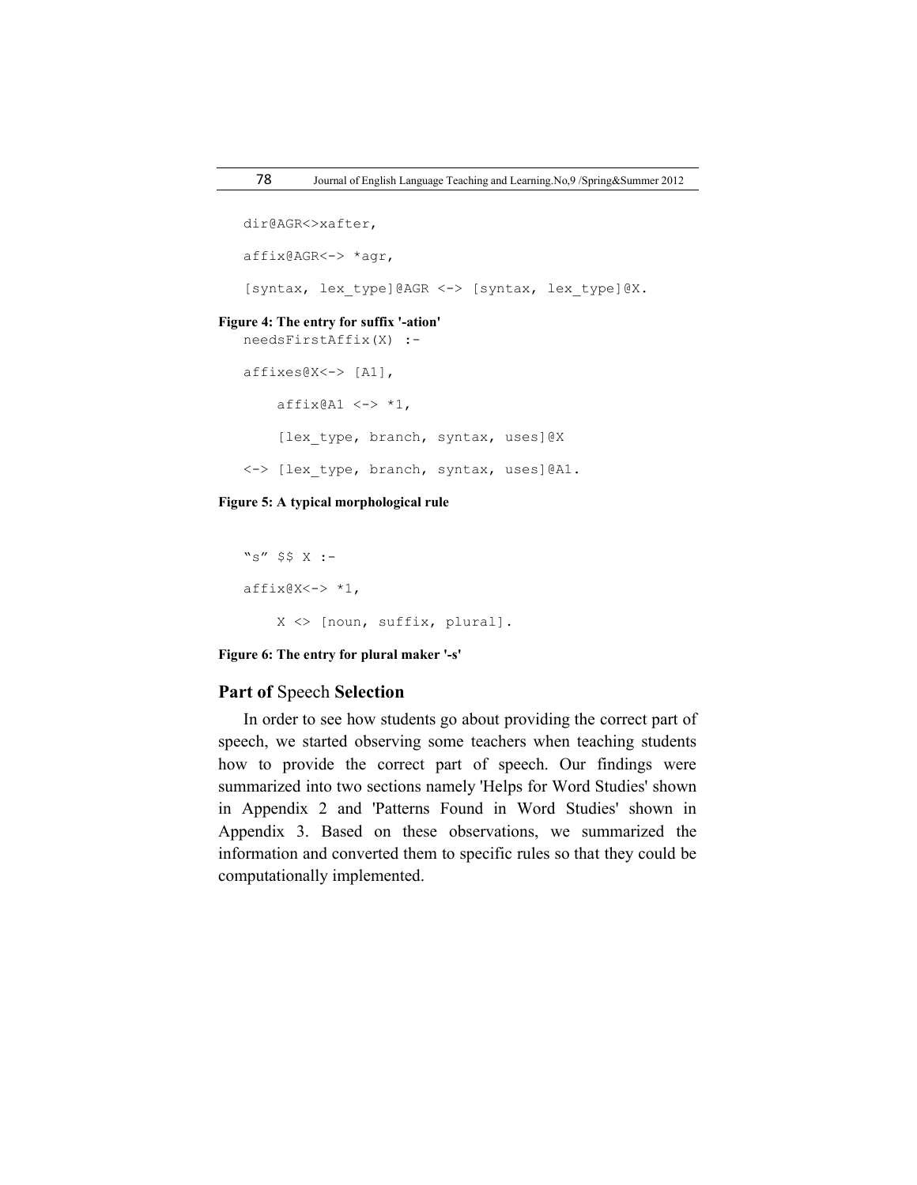```
dir@AGR<>xafter,

affix@AGR<-> *agr,

[syntax, lex_type]@AGR <-> [syntax, lex_type]@X.
```

**Figure 4: The entry for suffix '-ation'**

```
needsFirstAffix(X) :-

affixes@X<-> [A1],

    affix@A1 <-> *1,

    [lex_type, branch, syntax, uses]@X

<-> [lex_type, branch, syntax, uses]@A1.
```

**Figure 5: A typical morphological rule**

```
"s" $$ X :-

affix@X<-> *1,

    X <> [noun, suffix, plural].
```

**Figure 6: The entry for plural maker '-s'**

## **Part of** Speech **Selection**

In order to see how students go about providing the correct part of speech, we started observing some teachers when teaching students how to provide the correct part of speech. Our findings were summarized into two sections namely 'Helps for Word Studies' shown in Appendix 2 and 'Patterns Found in Word Studies' shown in Appendix 3. Based on these observations, we summarized the information and converted them to specific rules so that they could be computationally implemented.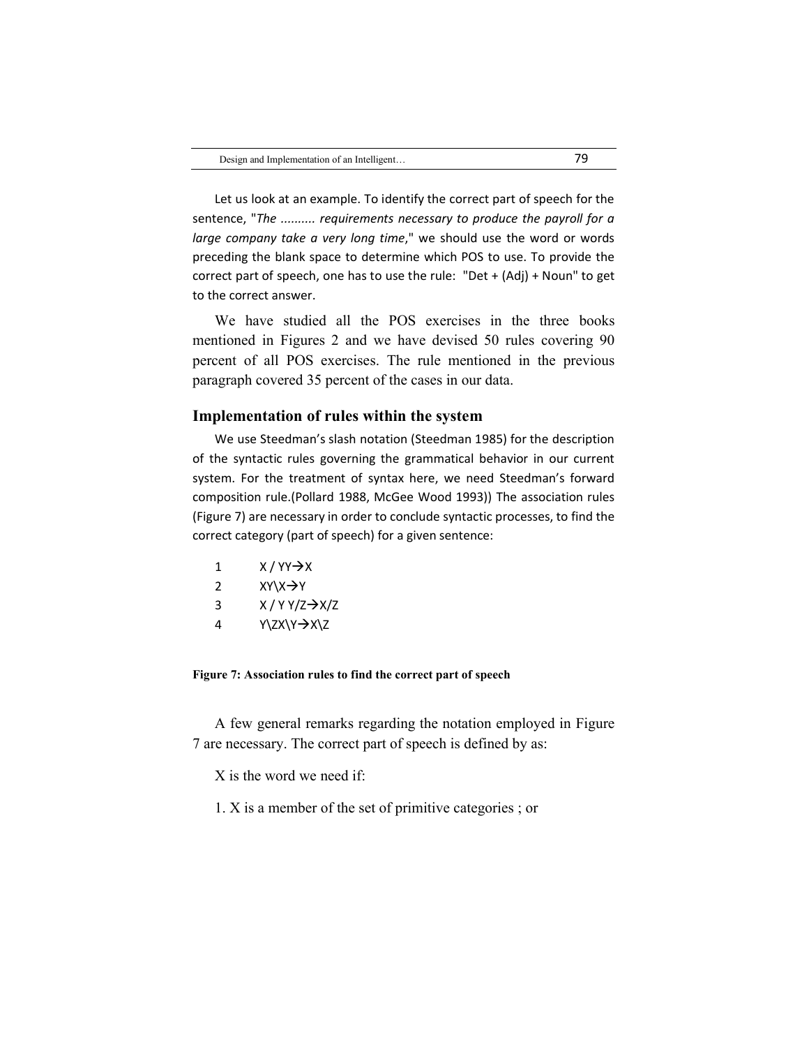Let us look at an example. To identify the correct part of speech for the sentence, "*The .......... requirements necessary to produce the payroll for a large company take a very long time*," we should use the word or words preceding the blank space to determine which POS to use. To provide the correct part of speech, one has to use the rule: "Det + (Adj) + Noun" to get to the correct answer.

We have studied all the POS exercises in the three books mentioned in Figures 2 and we have devised 50 rules covering 90 percent of all POS exercises. The rule mentioned in the previous paragraph covered 35 percent of the cases in our data.

## Implementation of rules within the system

We use Steedman's slash notation (Steedman 1985) for the description of the syntactic rules governing the grammatical behavior in our current system. For the treatment of syntax here, we need Steedman's forward composition rule.(Pollard 1988, McGee Wood 1993)) The association rules (Figure 7) are necessary in order to conclude syntactic processes, to find the correct category (part of speech) for a given sentence:

1 $X / Y Y \rightarrow X$
2 $X Y \backslash X \rightarrow Y$
3 $X / Y \; Y/Z \rightarrow X/Z$
4 $Y \backslash Z X \backslash Y \rightarrow X \backslash Z$

**Figure 7: Association rules to find the correct part of speech**

A few general remarks regarding the notation employed in Figure 7 are necessary. The correct part of speech is defined by as:

X is the word we need if:

1. X is a member of the set of primitive categories ; or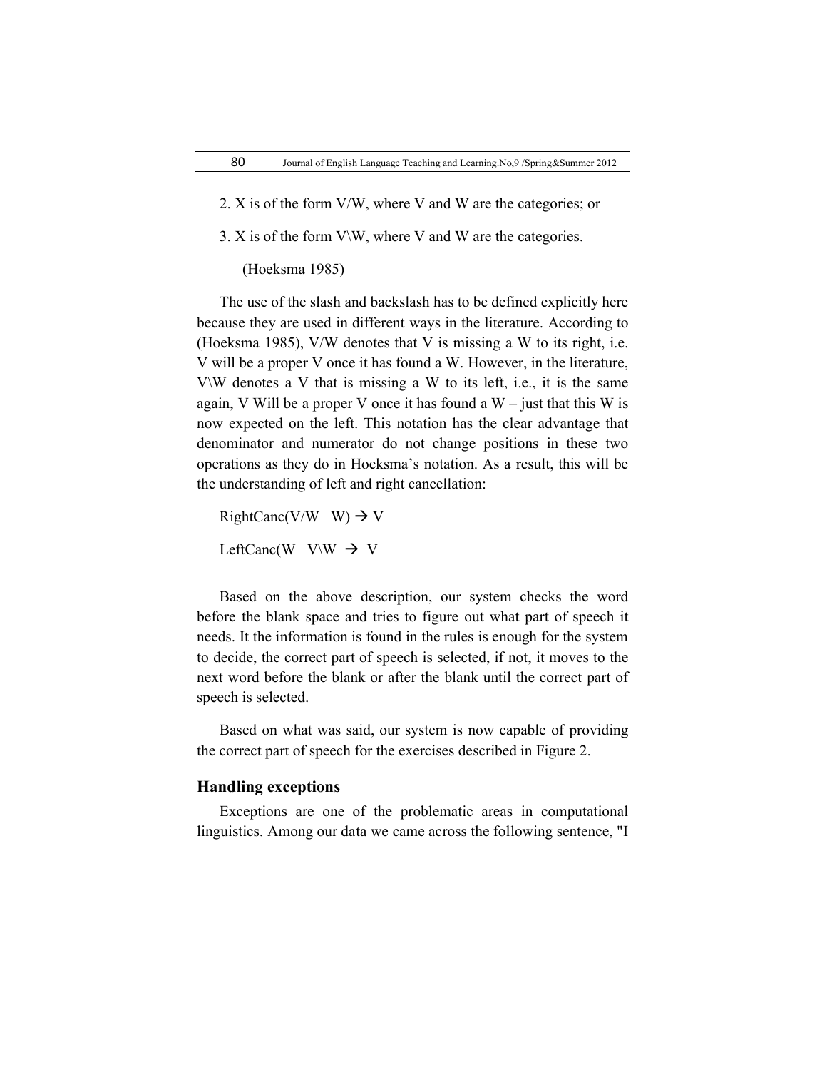2. X is of the form V/W, where V and W are the categories; or

3. X is of the form V\W, where V and W are the categories.

(Hoeksma 1985)

The use of the slash and backslash has to be defined explicitly here because they are used in different ways in the literature. According to (Hoeksma 1985), V/W denotes that V is missing a W to its right, i.e. V will be a proper V once it has found a W. However, in the literature, V\W denotes a V that is missing a W to its left, i.e., it is the same again, V Will be a proper V once it has found a W – just that this W is now expected on the left. This notation has the clear advantage that denominator and numerator do not change positions in these two operations as they do in Hoeksma's notation. As a result, this will be the understanding of left and right cancellation:

RightCanc(V/W W) → V

LeftCanc(W V\W → V

Based on the above description, our system checks the word before the blank space and tries to figure out what part of speech it needs. It the information is found in the rules is enough for the system to decide, the correct part of speech is selected, if not, it moves to the next word before the blank or after the blank until the correct part of speech is selected.

Based on what was said, our system is now capable of providing the correct part of speech for the exercises described in Figure 2.

## Handling exceptions

Exceptions are one of the problematic areas in computational linguistics. Among our data we came across the following sentence, "I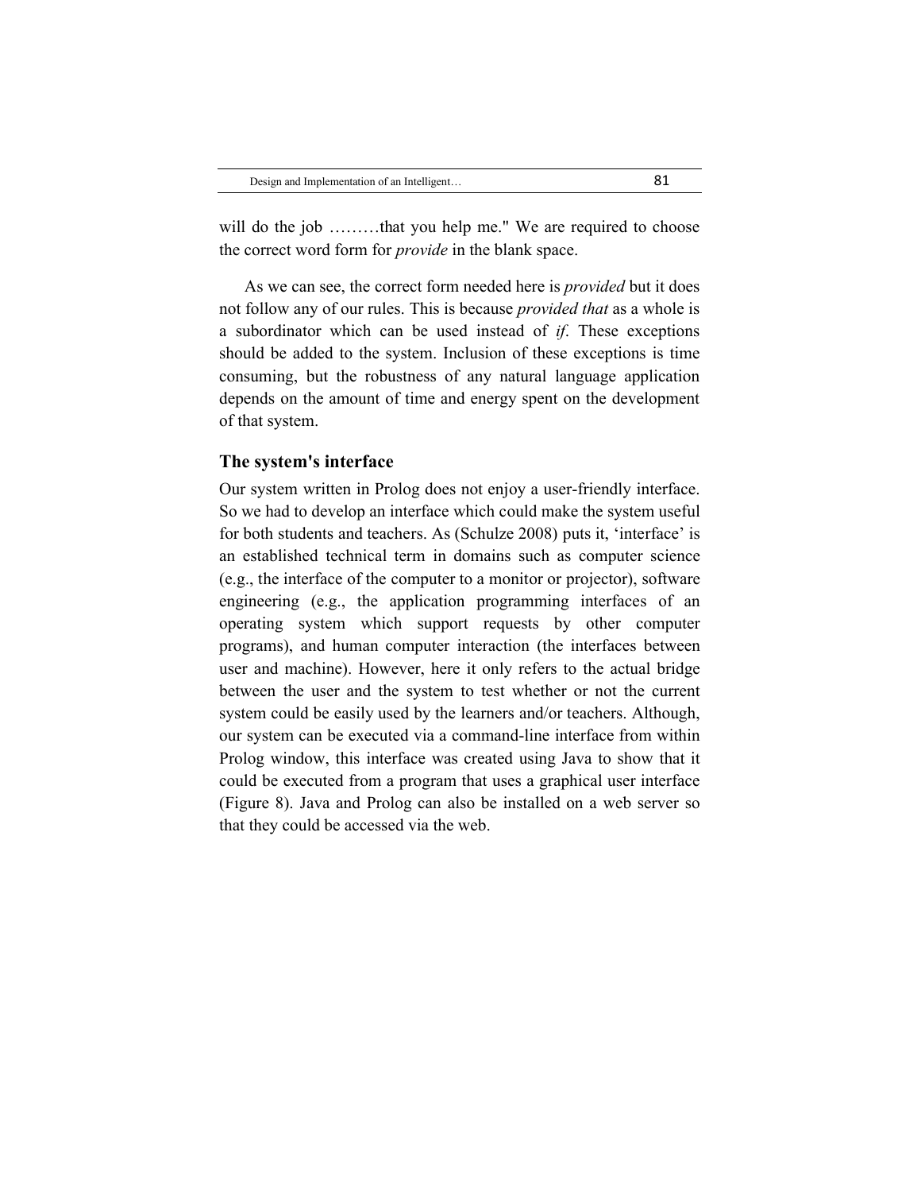will do the job ………that you help me." We are required to choose the correct word form for *provide* in the blank space.

As we can see, the correct form needed here is *provided* but it does not follow any of our rules. This is because *provided that* as a whole is a subordinator which can be used instead of *if*. These exceptions should be added to the system. Inclusion of these exceptions is time consuming, but the robustness of any natural language application depends on the amount of time and energy spent on the development of that system.

## The system's interface

Our system written in Prolog does not enjoy a user-friendly interface. So we had to develop an interface which could make the system useful for both students and teachers. As (Schulze 2008) puts it, 'interface' is an established technical term in domains such as computer science (e.g., the interface of the computer to a monitor or projector), software engineering (e.g., the application programming interfaces of an operating system which support requests by other computer programs), and human computer interaction (the interfaces between user and machine). However, here it only refers to the actual bridge between the user and the system to test whether or not the current system could be easily used by the learners and/or teachers. Although, our system can be executed via a command-line interface from within Prolog window, this interface was created using Java to show that it could be executed from a program that uses a graphical user interface (Figure 8). Java and Prolog can also be installed on a web server so that they could be accessed via the web.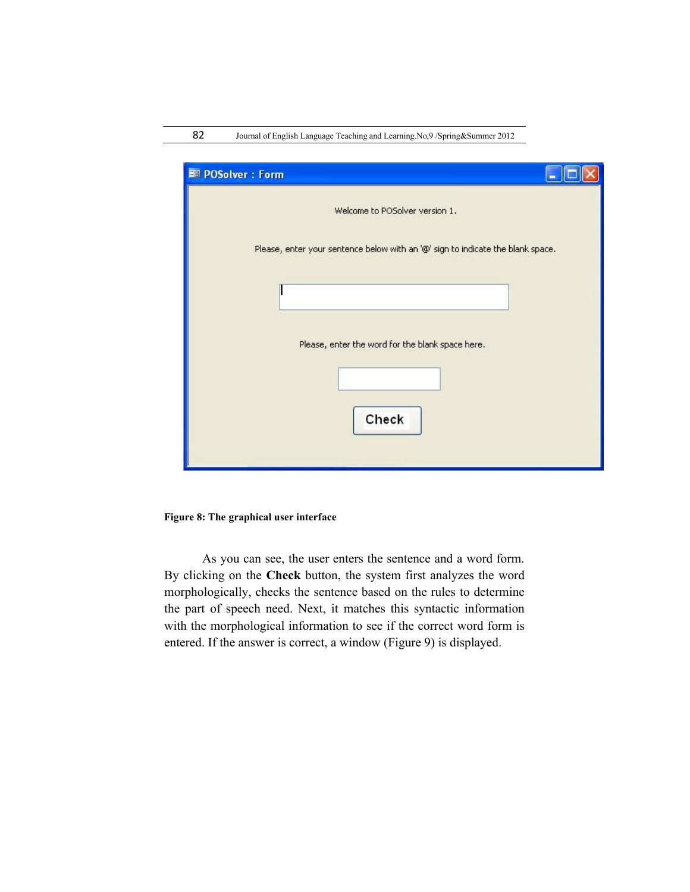**Figure 8: The graphical user interface**

As you can see, the user enters the sentence and a word form. By clicking on the **Check** button, the system first analyzes the word morphologically, checks the sentence based on the rules to determine the part of speech need. Next, it matches this syntactic information with the morphological information to see if the correct word form is entered. If the answer is correct, a window (Figure 9) is displayed.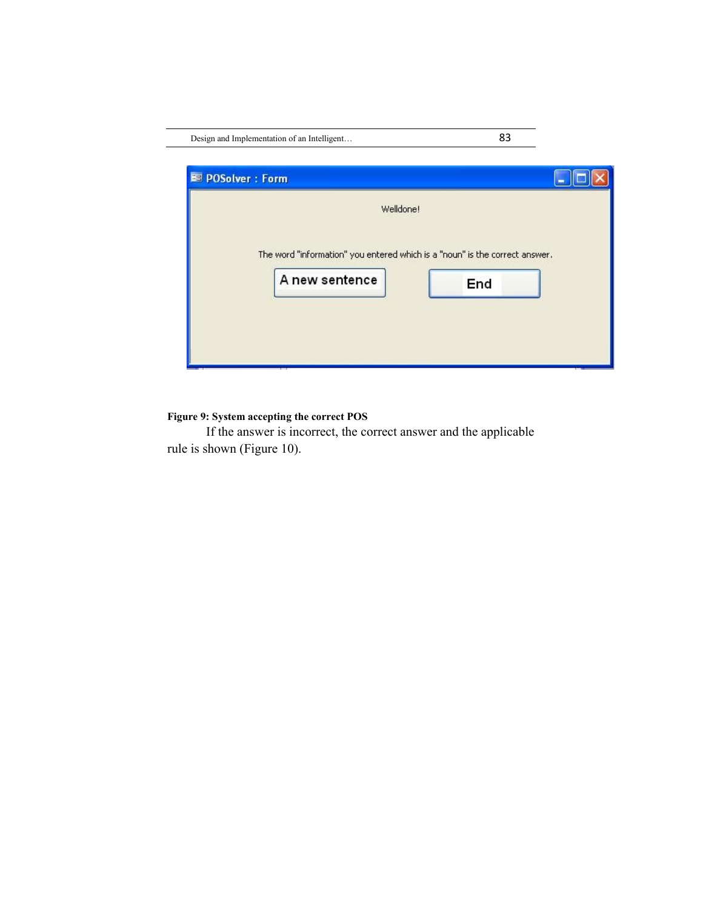POSolver : Form

Welldone!

The word "information" you entered which is a "noun" is the correct answer.

A new sentence | End

**Figure 9: System accepting the correct POS**

If the answer is incorrect, the correct answer and the applicable rule is shown (Figure 10).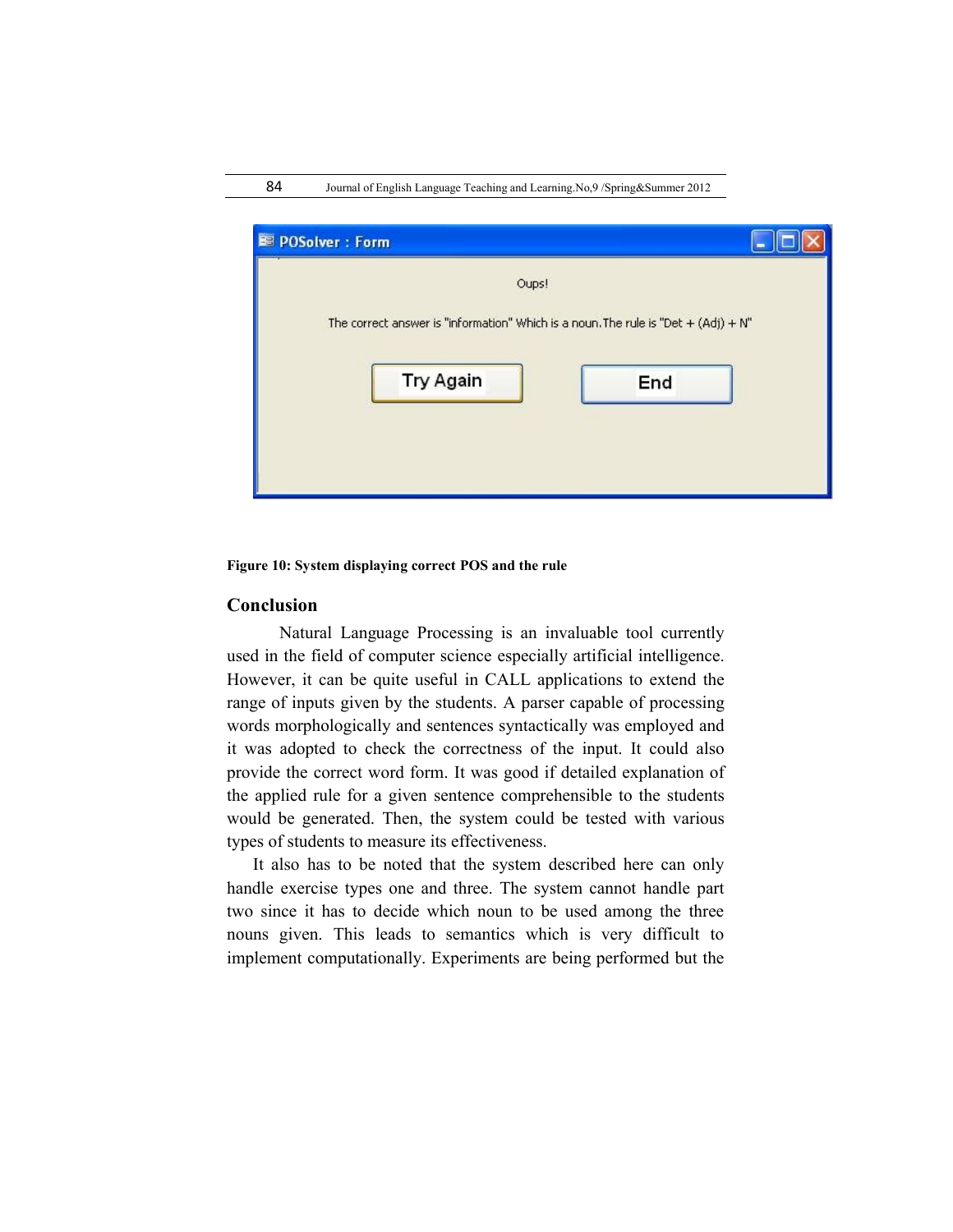**Figure 10: System displaying correct POS and the rule**

## Conclusion

Natural Language Processing is an invaluable tool currently used in the field of computer science especially artificial intelligence. However, it can be quite useful in CALL applications to extend the range of inputs given by the students. A parser capable of processing words morphologically and sentences syntactically was employed and it was adopted to check the correctness of the input. It could also provide the correct word form. It was good if detailed explanation of the applied rule for a given sentence comprehensible to the students would be generated. Then, the system could be tested with various types of students to measure its effectiveness.

It also has to be noted that the system described here can only handle exercise types one and three. The system cannot handle part two since it has to decide which noun to be used among the three nouns given. This leads to semantics which is very difficult to implement computationally. Experiments are being performed but the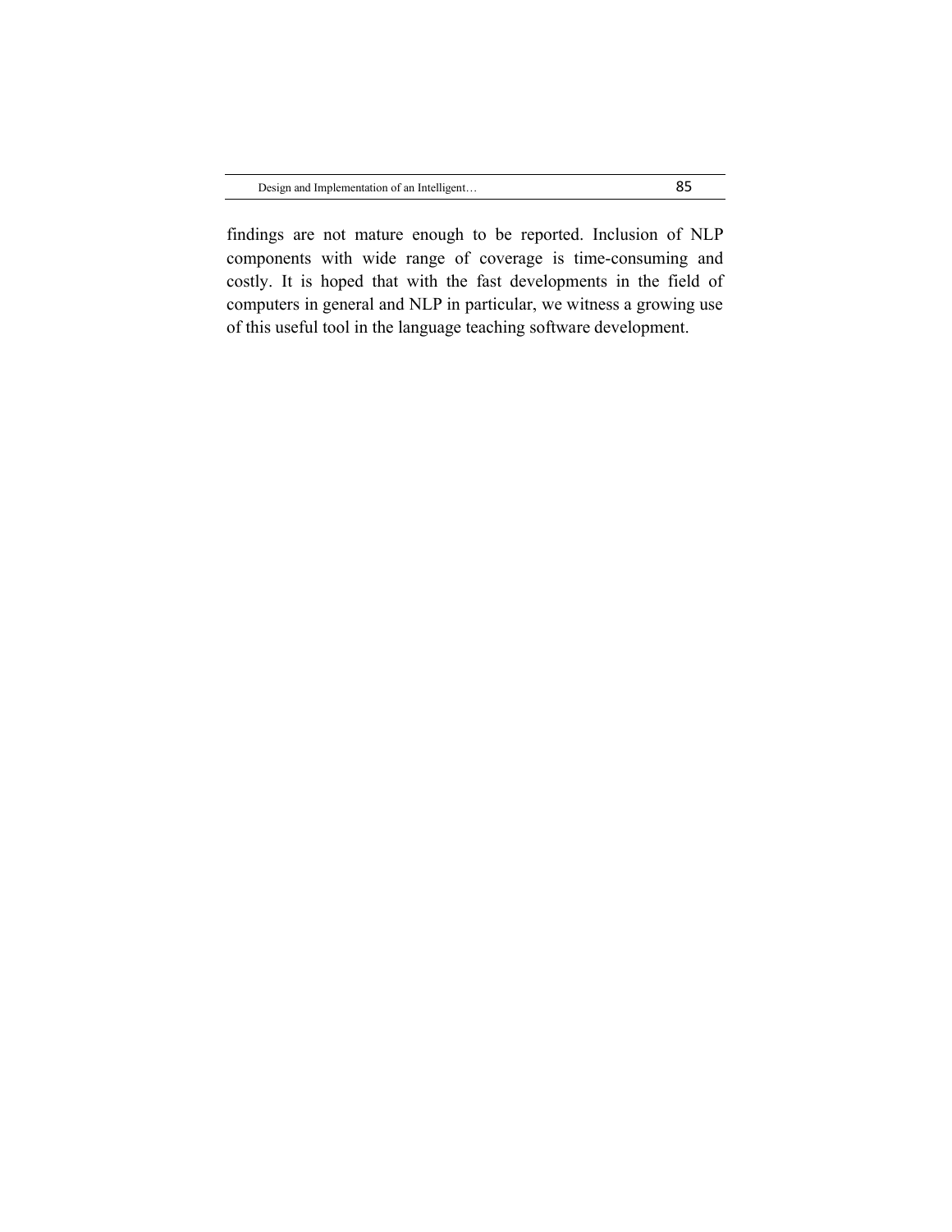findings are not mature enough to be reported. Inclusion of NLP components with wide range of coverage is time-consuming and costly. It is hoped that with the fast developments in the field of computers in general and NLP in particular, we witness a growing use of this useful tool in the language teaching software development.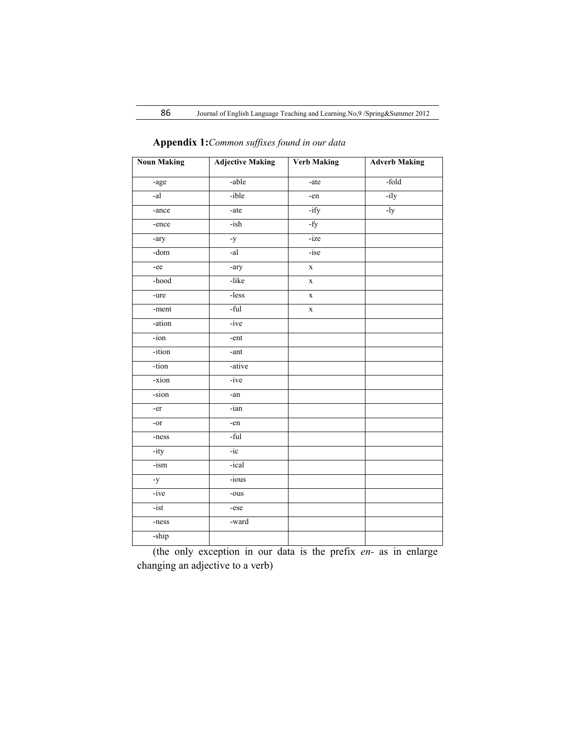**Appendix 1:***Common suffixes found in our data*

| Noun Making | Adjective Making | Verb Making | Adverb Making |
|---|---|---|---|
| -age | -able | -ate | -fold |
| -al | -ible | -en | -ily |
| -ance | -ate | -ify | -ly |
| -ence | -ish | -fy | |
| -ary | -y | -ize | |
| -dom | -al | -ise | |
| -ee | -ary | x | |
| -hood | -like | x | |
| -ure | -less | x | |
| -ment | -ful | x | |
| -ation | -ive | | |
| -ion | -ent | | |
| -ition | -ant | | |
| -tion | -ative | | |
| -xion | -ive | | |
| -sion | -an | | |
| -er | -ian | | |
| -or | -en | | |
| -ness | -ful | | |
| -ity | -ic | | |
| -ism | -ical | | |
| -y | -ious | | |
| -ive | -ous | | |
| -ist | -ese | | |
| -ness | -ward | | |
| -ship | | | |

(the only exception in our data is the prefix *en-* as in enlarge changing an adjective to a verb)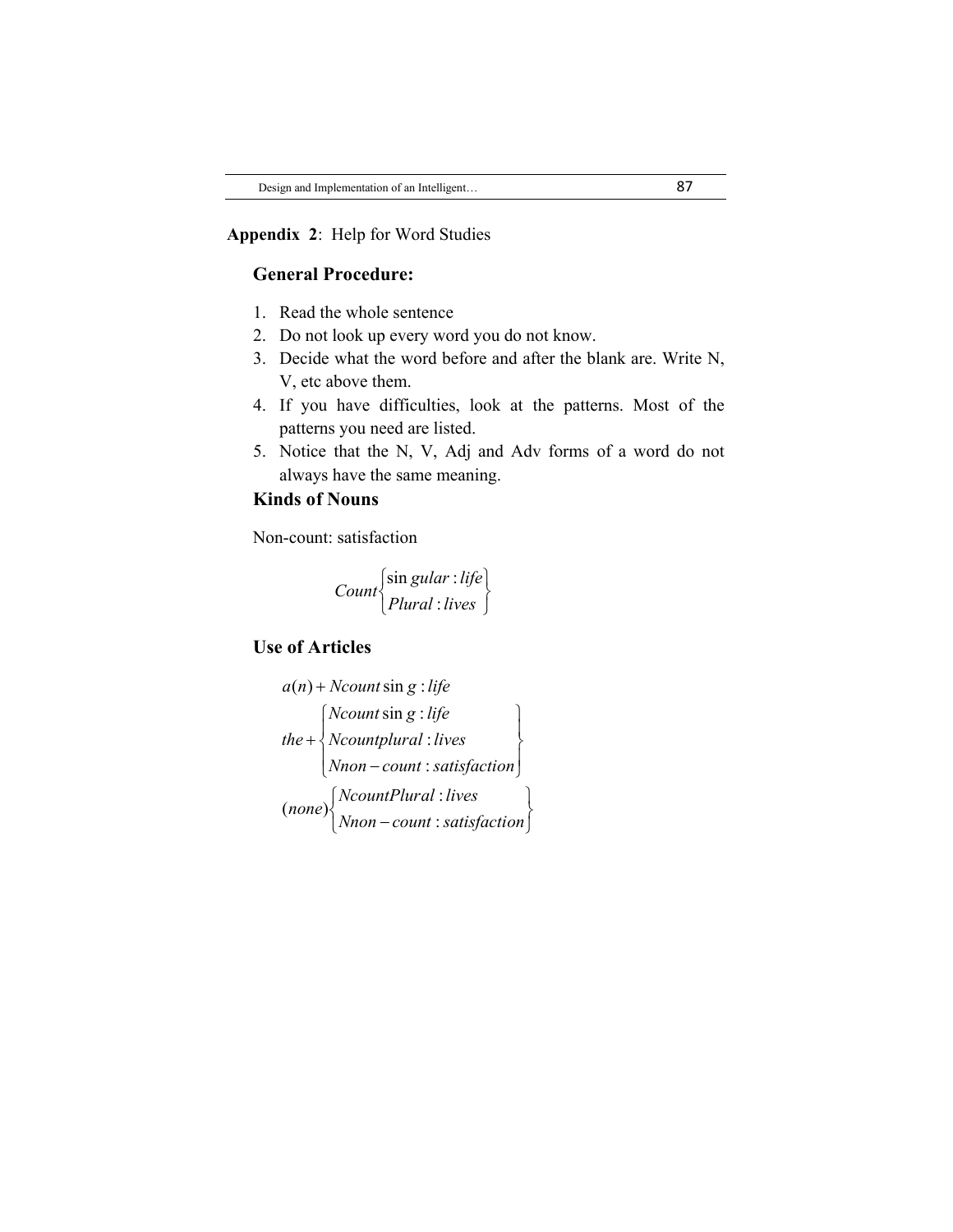**Appendix 2**: Help for Word Studies

### General Procedure:

1. Read the whole sentence
2. Do not look up every word you do not know.
3. Decide what the word before and after the blank are. Write N, V, etc above them.
4. If you have difficulties, look at the patterns. Most of the patterns you need are listed.
5. Notice that the N, V, Adj and Adv forms of a word do not always have the same meaning.

### Kinds of Nouns

Non-count: satisfaction

$$Count\begin{Bmatrix} \sin gular : life \\ Plural : lives \end{Bmatrix}$$

### Use of Articles

$$a(n) + Ncount \sin g : life$$

$$the + \begin{Bmatrix} Ncount \sin g : life \\ Ncountplural : lives \\ Nnon - count : satisfaction \end{Bmatrix}$$

$$(none)\begin{Bmatrix} NcountPlural : lives \\ Nnon - count : satisfaction \end{Bmatrix}$$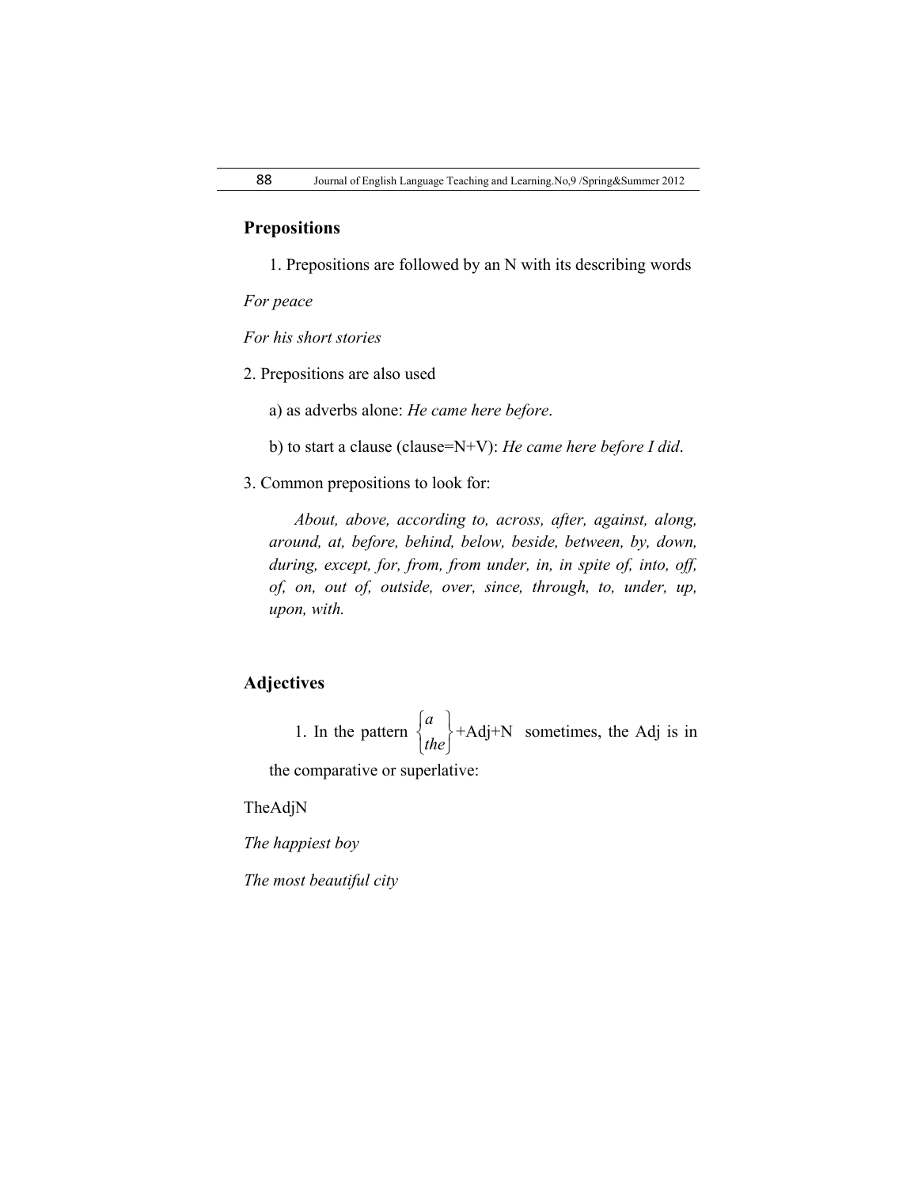## Prepositions

1. Prepositions are followed by an N with its describing words

*For peace*

*For his short stories*

2. Prepositions are also used

   a) as adverbs alone: *He came here before*.

   b) to start a clause (clause=N+V): *He came here before I did*.

3. Common prepositions to look for:

   *About, above, according to, across, after, against, along, around, at, before, behind, below, beside, between, by, down, during, except, for, from, from under, in, in spite of, into, off, of, on, out of, outside, over, since, through, to, under, up, upon, with.*

## Adjectives

1. In the pattern $\begin{Bmatrix} a \\ the \end{Bmatrix}$+Adj+N sometimes, the Adj is in the comparative or superlative:

TheAdjN

*The happiest boy*

*The most beautiful city*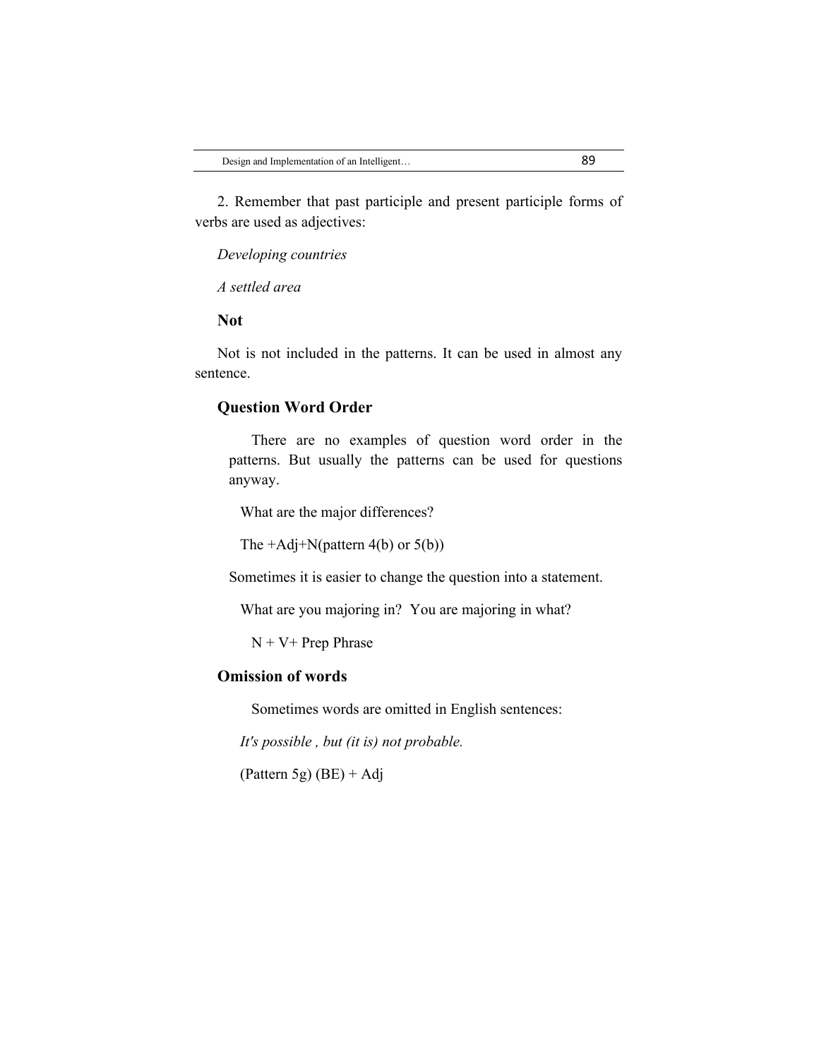2. Remember that past participle and present participle forms of verbs are used as adjectives:

*Developing countries*

*A settled area*

**Not**

Not is not included in the patterns. It can be used in almost any sentence.

### Question Word Order

There are no examples of question word order in the patterns. But usually the patterns can be used for questions anyway.

What are the major differences?

The +Adj+N(pattern 4(b) or 5(b))

Sometimes it is easier to change the question into a statement.

What are you majoring in? You are majoring in what?

N + V+ Prep Phrase

### Omission of words

Sometimes words are omitted in English sentences:

*It's possible , but (it is) not probable.*

(Pattern 5g) (BE) + Adj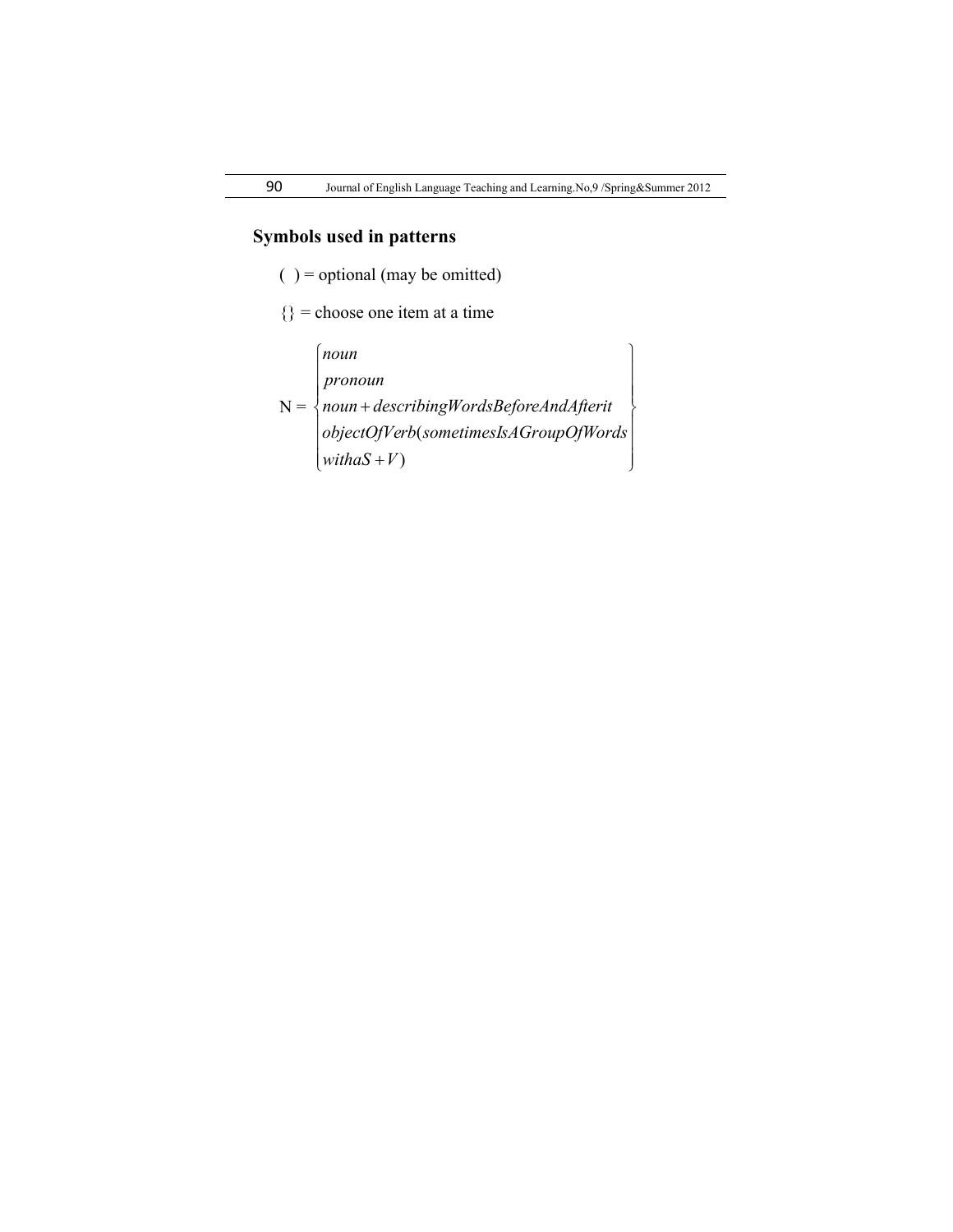## Symbols used in patterns

( ) = optional (may be omitted)

{} = choose one item at a time

$$N = \left\{ \begin{array}{l} noun \\ pronoun \\ noun + describingWordsBeforeAndAfterit \\ objectOfVerb(sometimesIsAGroupOfWords \\ withaS + V) \end{array} \right\}$$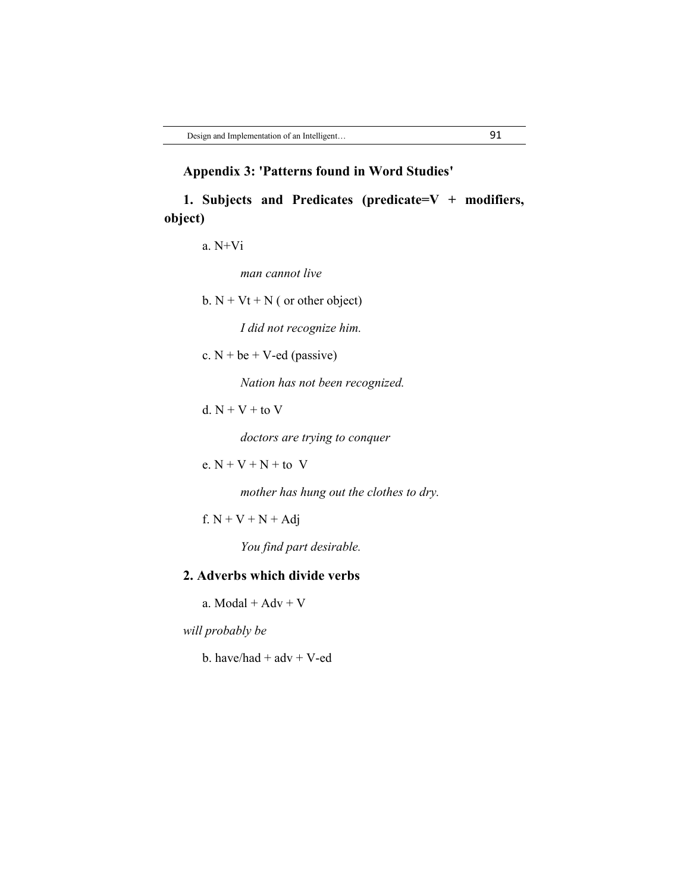## Appendix 3: 'Patterns found in Word Studies'

### 1. Subjects and Predicates (predicate=V + modifiers, object)

a. N+Vi

*man cannot live*

b. N + Vt + N ( or other object)

*I did not recognize him.*

c. N + be + V-ed (passive)

*Nation has not been recognized.*

d. N + V + to V

*doctors are trying to conquer*

e. N + V + N + to V

*mother has hung out the clothes to dry.*

f. N + V + N + Adj

*You find part desirable.*

### 2. Adverbs which divide verbs

a. Modal + Adv + V

*will probably be*

b. have/had + adv + V-ed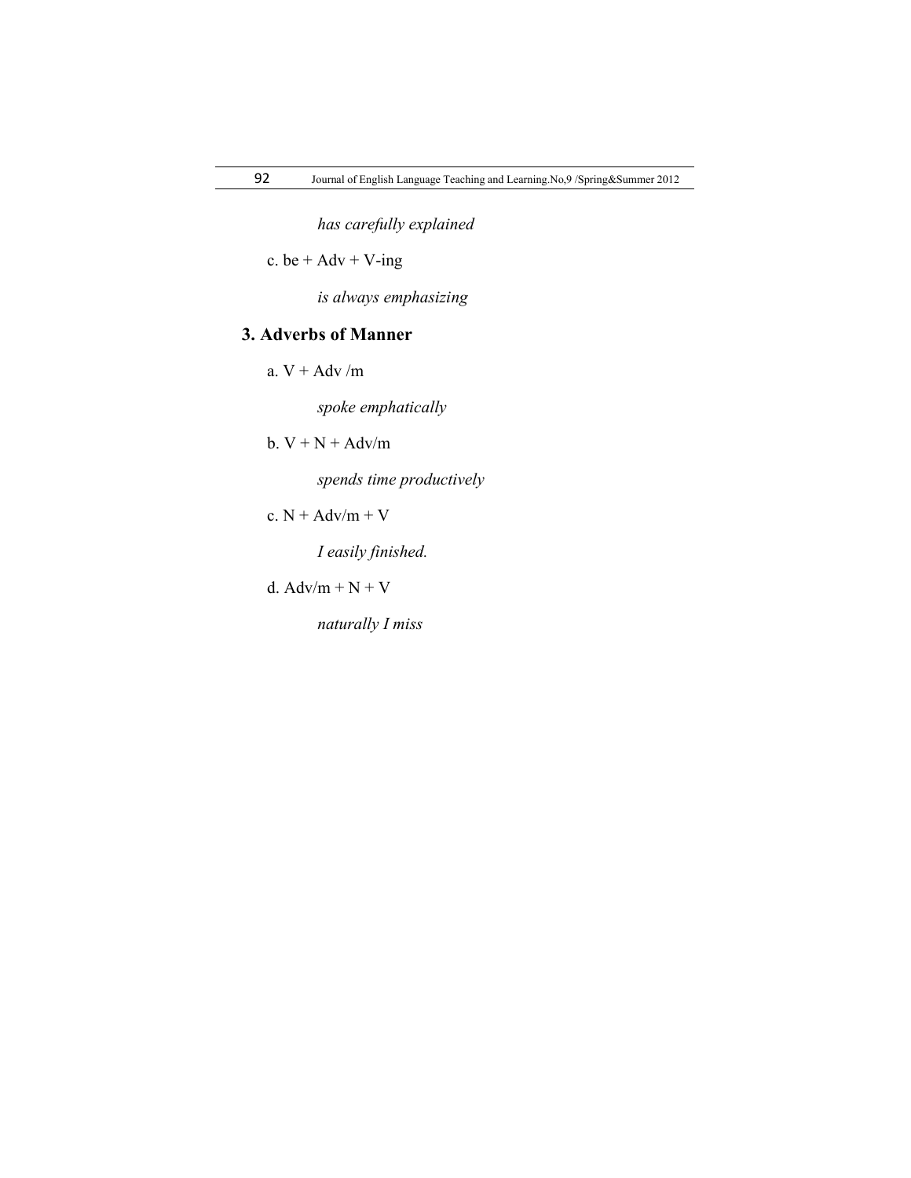*has carefully explained*

c. be + Adv + V-ing

*is always emphasizing*

### 3. Adverbs of Manner

a. V + Adv /m

*spoke emphatically*

b. V + N + Adv/m

*spends time productively*

c. N + Adv/m + V

*I easily finished.*

d. Adv/m + N + V

*naturally I miss*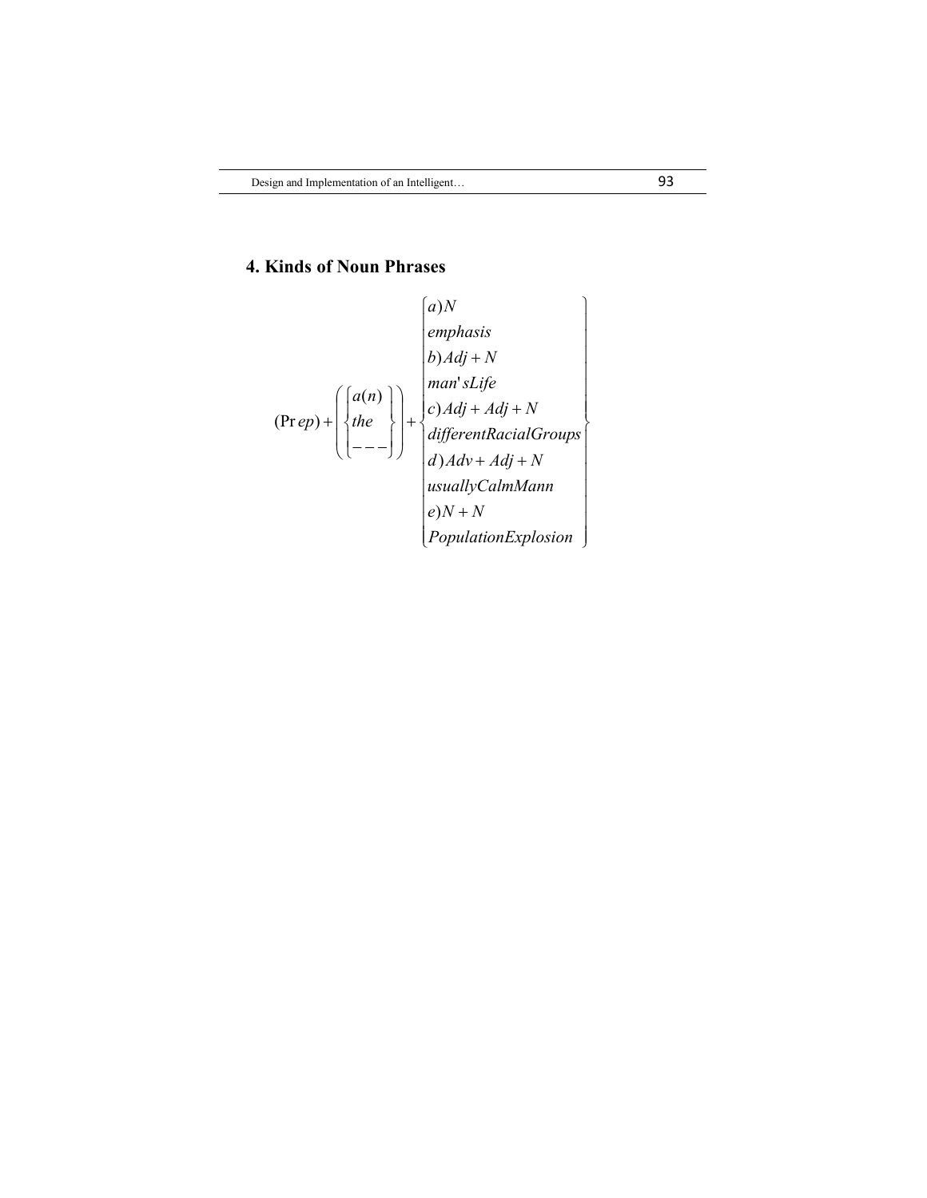## 4. Kinds of Noun Phrases

$$(\Pr ep)+\left(\begin{Bmatrix} a(n) \\ the \\ --- \end{Bmatrix}\right)+\begin{Bmatrix} a)N \\ emphasis \\ b)Adj+N \\ man'sLife \\ c)Adj+Adj+N \\ differentRacialGroups \\ d)Adv+Adj+N \\ usuallyCalmMann \\ e)N+N \\ PopulationExplosion \end{Bmatrix}$$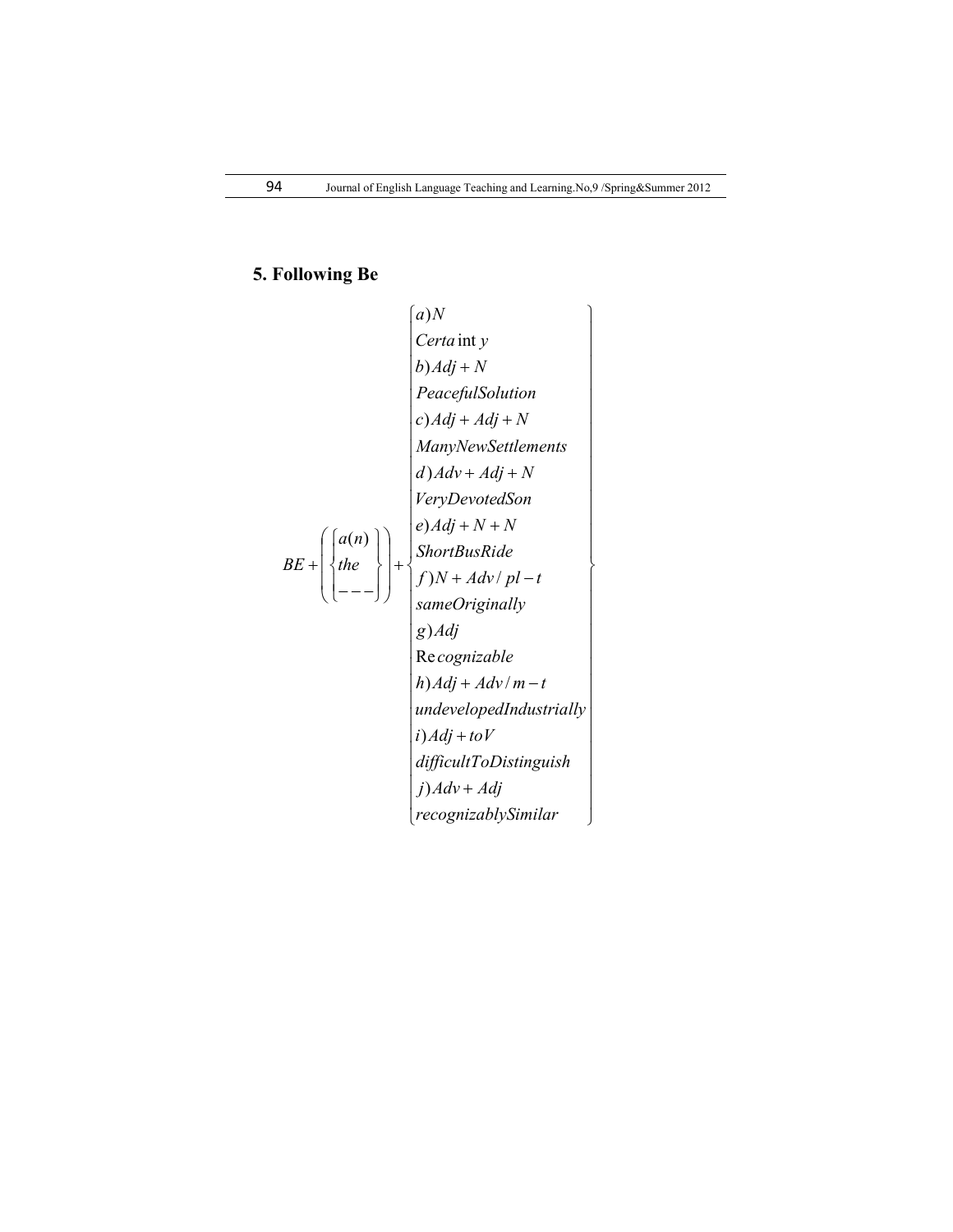## 5. Following Be

$$
BE + \left( \begin{Bmatrix} a(n) \\ the \\ --- \end{Bmatrix} \right) + \begin{Bmatrix} a)N \\ Certa\text{int}\, y \\ b)Adj + N \\ PeacefulSolution \\ c)Adj + Adj + N \\ ManyNewSettlements \\ d)Adv + Adj + N \\ VeryDevotedSon \\ e)Adj + N + N \\ ShortBusRide \\ f)N + Adv/pl - t \\ sameOriginally \\ g)Adj \\ \text{Re}\,cognizable \\ h)Adj + Adv/m - t \\ undevelopedIndustrially \\ i)Adj + toV \\ difficultToDistinguish \\ j)Adv + Adj \\ recognizablySimilar \end{Bmatrix}
$$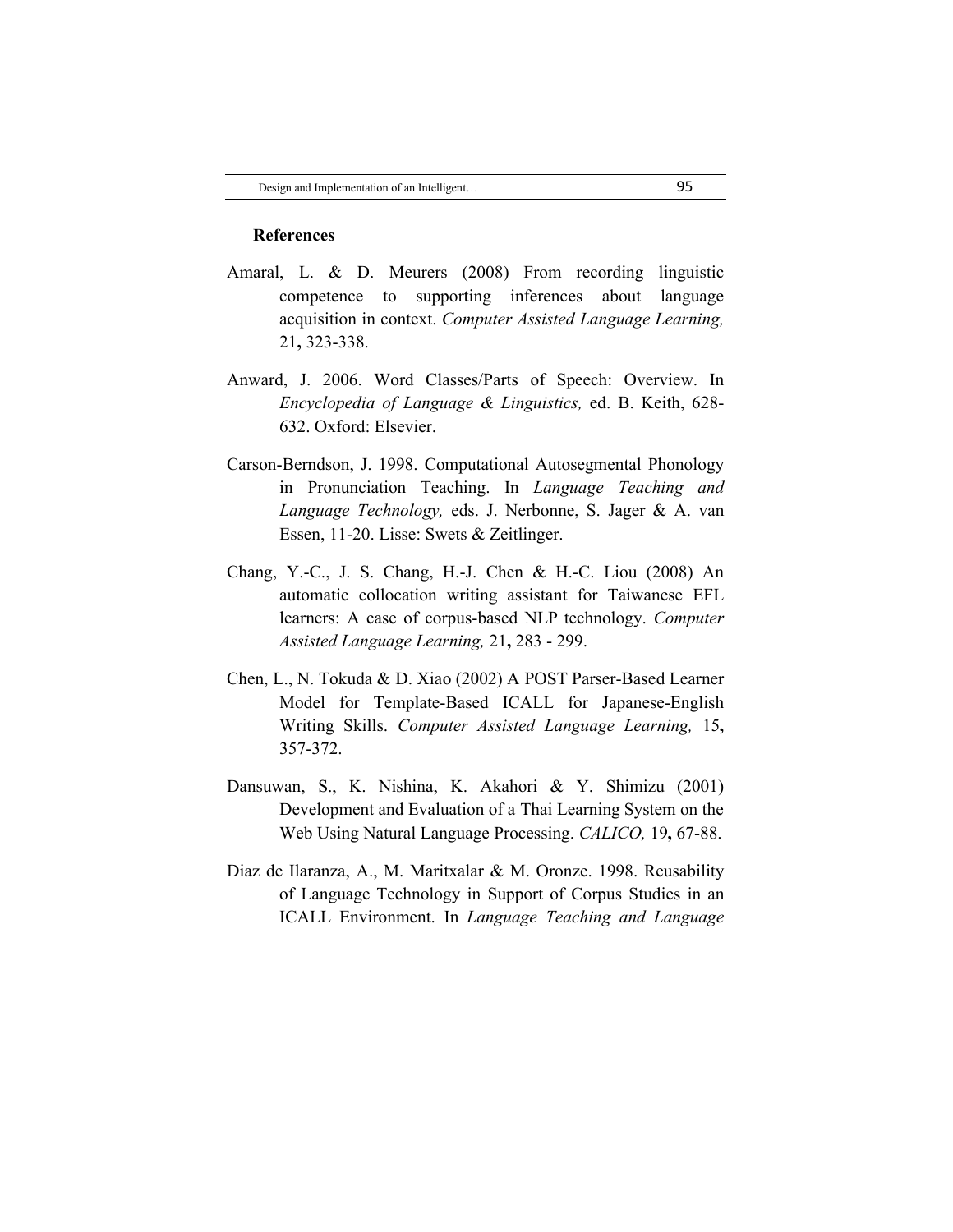**References**

Amaral, L. & D. Meurers (2008) From recording linguistic competence to supporting inferences about language acquisition in context. *Computer Assisted Language Learning,* 21**,** 323-338.

Anward, J. 2006. Word Classes/Parts of Speech: Overview. In *Encyclopedia of Language & Linguistics,* ed. B. Keith, 628-632. Oxford: Elsevier.

Carson-Berndson, J. 1998. Computational Autosegmental Phonology in Pronunciation Teaching. In *Language Teaching and Language Technology,* eds. J. Nerbonne, S. Jager & A. van Essen, 11-20. Lisse: Swets & Zeitlinger.

Chang, Y.-C., J. S. Chang, H.-J. Chen & H.-C. Liou (2008) An automatic collocation writing assistant for Taiwanese EFL learners: A case of corpus-based NLP technology. *Computer Assisted Language Learning,* 21**,** 283 - 299.

Chen, L., N. Tokuda & D. Xiao (2002) A POST Parser-Based Learner Model for Template-Based ICALL for Japanese-English Writing Skills. *Computer Assisted Language Learning,* 15**,** 357-372.

Dansuwan, S., K. Nishina, K. Akahori & Y. Shimizu (2001) Development and Evaluation of a Thai Learning System on the Web Using Natural Language Processing. *CALICO,* 19**,** 67-88.

Diaz de Ilaranza, A., M. Maritxalar & M. Oronze. 1998. Reusability of Language Technology in Support of Corpus Studies in an ICALL Environment. In *Language Teaching and Language*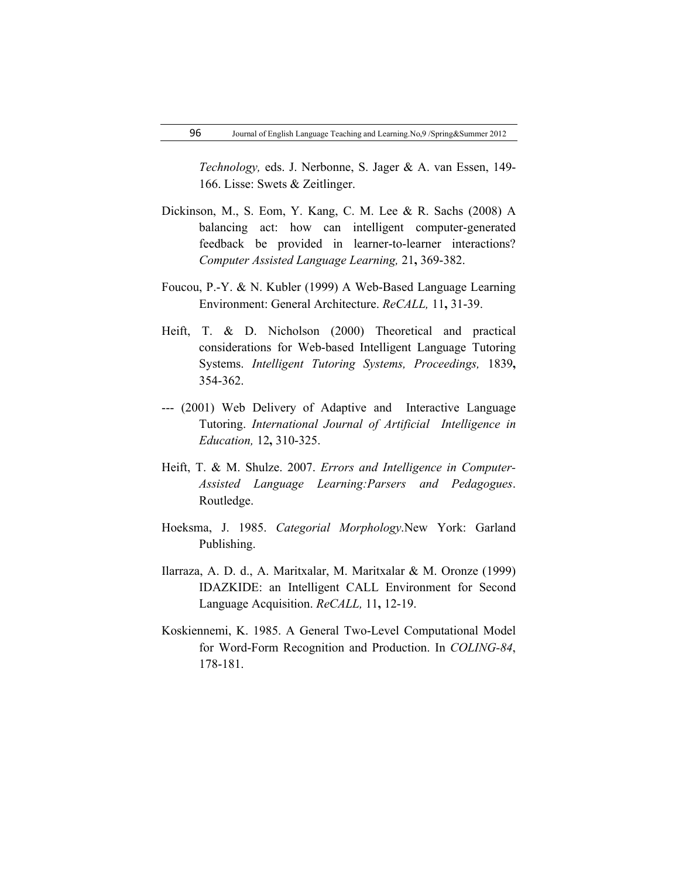*Technology,* eds. J. Nerbonne, S. Jager & A. van Essen, 149-166. Lisse: Swets & Zeitlinger.

Dickinson, M., S. Eom, Y. Kang, C. M. Lee & R. Sachs (2008) A balancing act: how can intelligent computer-generated feedback be provided in learner-to-learner interactions? *Computer Assisted Language Learning,* 21**,** 369-382.

Foucou, P.-Y. & N. Kubler (1999) A Web-Based Language Learning Environment: General Architecture. *ReCALL,* 11**,** 31-39.

Heift, T. & D. Nicholson (2000) Theoretical and practical considerations for Web-based Intelligent Language Tutoring Systems. *Intelligent Tutoring Systems, Proceedings,* 1839**,** 354-362.

--- (2001) Web Delivery of Adaptive and Interactive Language Tutoring. *International Journal of Artificial Intelligence in Education,* 12**,** 310-325.

Heift, T. & M. Shulze. 2007. *Errors and Intelligence in Computer-Assisted Language Learning:Parsers and Pedagogues*. Routledge.

Hoeksma, J. 1985. *Categorial Morphology*.New York: Garland Publishing.

Ilarraza, A. D. d., A. Maritxalar, M. Maritxalar & M. Oronze (1999) IDAZKIDE: an Intelligent CALL Environment for Second Language Acquisition. *ReCALL,* 11**,** 12-19.

Koskiennemi, K. 1985. A General Two-Level Computational Model for Word-Form Recognition and Production. In *COLING-84*, 178-181.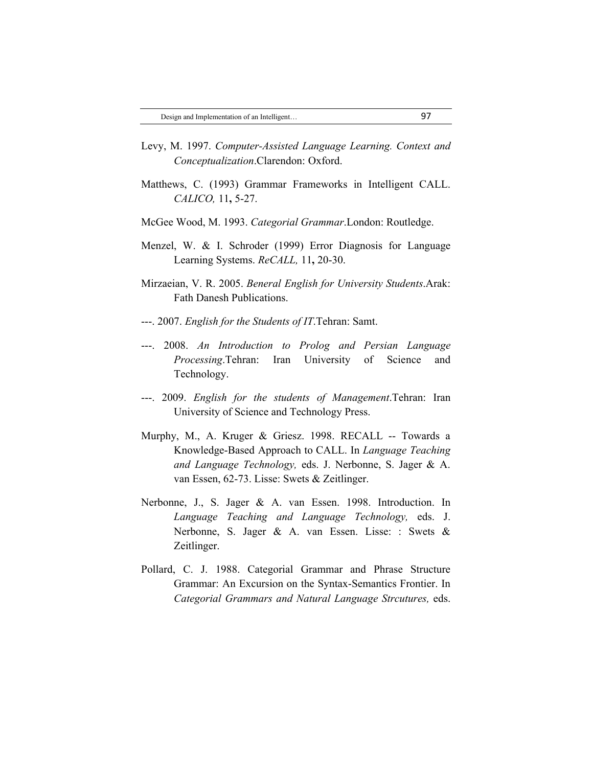Levy, M. 1997. *Computer-Assisted Language Learning. Context and Conceptualization*.Clarendon: Oxford.

Matthews, C. (1993) Grammar Frameworks in Intelligent CALL. *CALICO,* 11**,** 5-27.

McGee Wood, M. 1993. *Categorial Grammar*.London: Routledge.

Menzel, W. & I. Schroder (1999) Error Diagnosis for Language Learning Systems. *ReCALL,* 11**,** 20-30.

Mirzaeian, V. R. 2005. *Beneral English for University Students*.Arak: Fath Danesh Publications.

---. 2007. *English for the Students of IT*.Tehran: Samt.

---. 2008. *An Introduction to Prolog and Persian Language Processing*.Tehran: Iran University of Science and Technology.

---. 2009. *English for the students of Management*.Tehran: Iran University of Science and Technology Press.

Murphy, M., A. Kruger & Griesz. 1998. RECALL -- Towards a Knowledge-Based Approach to CALL. In *Language Teaching and Language Technology,* eds. J. Nerbonne, S. Jager & A. van Essen, 62-73. Lisse: Swets & Zeitlinger.

Nerbonne, J., S. Jager & A. van Essen. 1998. Introduction. In *Language Teaching and Language Technology,* eds. J. Nerbonne, S. Jager & A. van Essen. Lisse: : Swets & Zeitlinger.

Pollard, C. J. 1988. Categorial Grammar and Phrase Structure Grammar: An Excursion on the Syntax-Semantics Frontier. In *Categorial Grammars and Natural Language Strcutures,* eds.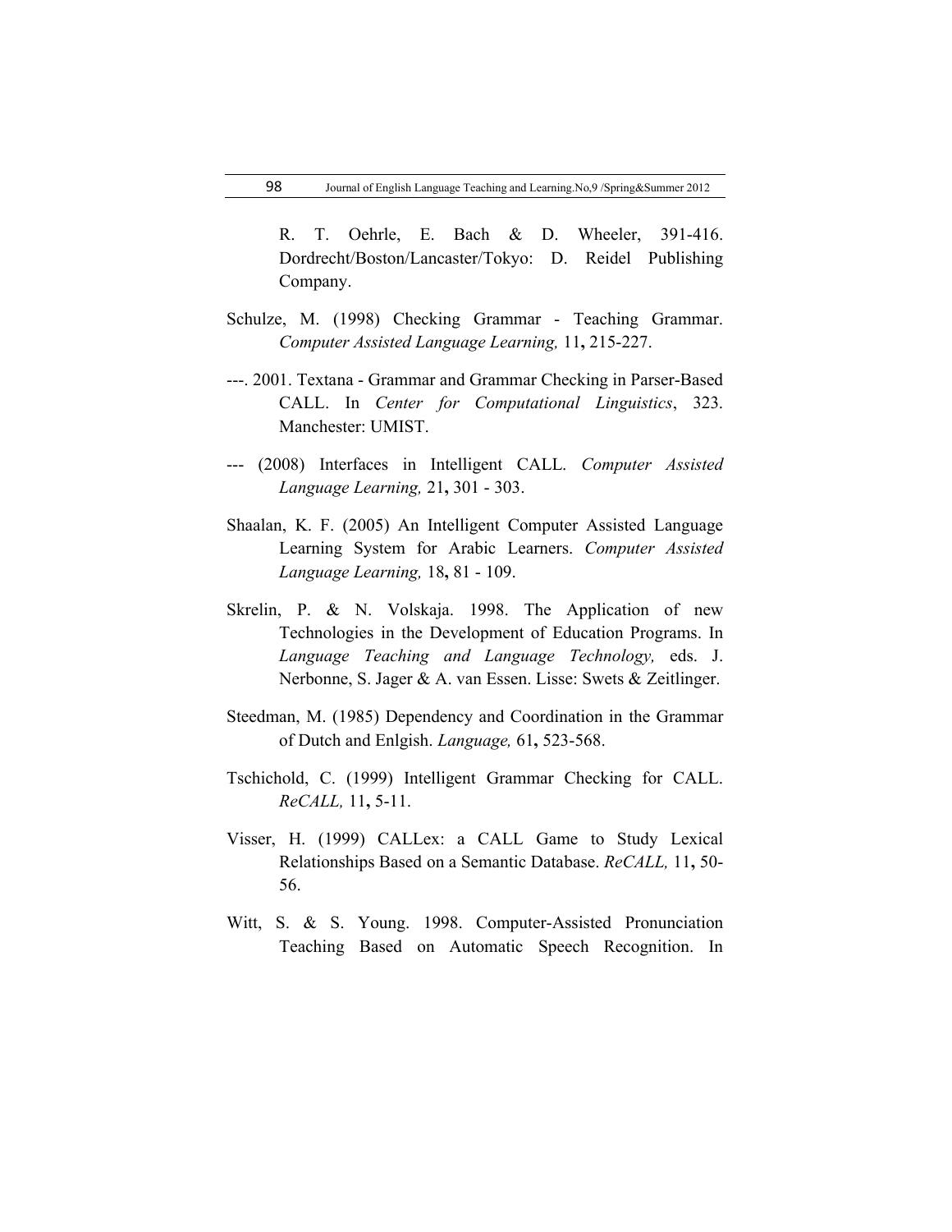R. T. Oehrle, E. Bach & D. Wheeler, 391-416. Dordrecht/Boston/Lancaster/Tokyo: D. Reidel Publishing Company.

Schulze, M. (1998) Checking Grammar - Teaching Grammar. *Computer Assisted Language Learning,* 11**,** 215-227.

---. 2001. Textana - Grammar and Grammar Checking in Parser-Based CALL. In *Center for Computational Linguistics*, 323. Manchester: UMIST.

--- (2008) Interfaces in Intelligent CALL. *Computer Assisted Language Learning,* 21**,** 301 - 303.

Shaalan, K. F. (2005) An Intelligent Computer Assisted Language Learning System for Arabic Learners. *Computer Assisted Language Learning,* 18**,** 81 - 109.

Skrelin, P. & N. Volskaja. 1998. The Application of new Technologies in the Development of Education Programs. In *Language Teaching and Language Technology,* eds. J. Nerbonne, S. Jager & A. van Essen. Lisse: Swets & Zeitlinger.

Steedman, M. (1985) Dependency and Coordination in the Grammar of Dutch and Enlgish. *Language,* 61**,** 523-568.

Tschichold, C. (1999) Intelligent Grammar Checking for CALL. *ReCALL,* 11**,** 5-11.

Visser, H. (1999) CALLex: a CALL Game to Study Lexical Relationships Based on a Semantic Database. *ReCALL,* 11**,** 50-56.

Witt, S. & S. Young. 1998. Computer-Assisted Pronunciation Teaching Based on Automatic Speech Recognition. In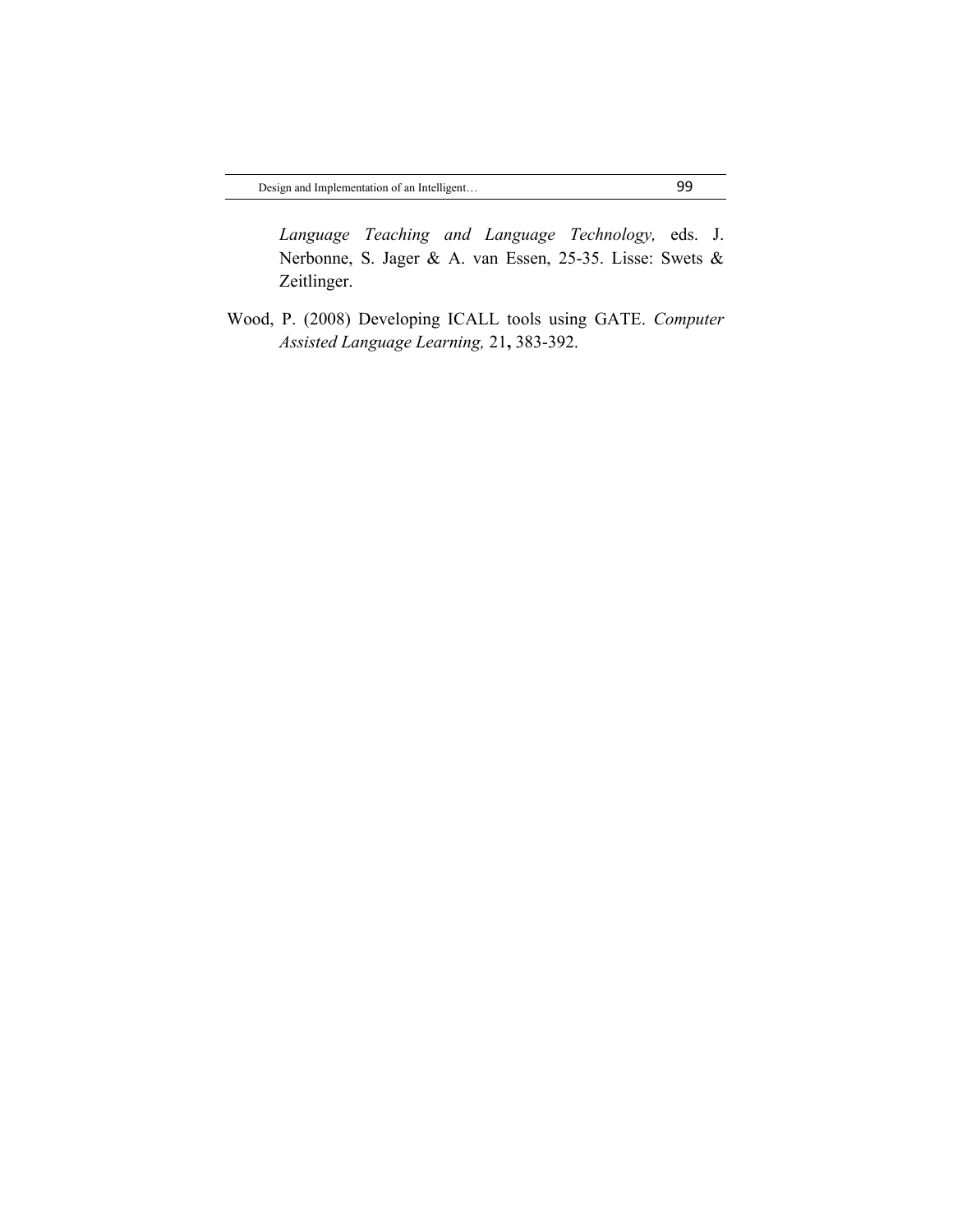*Language Teaching and Language Technology,* eds. J. Nerbonne, S. Jager & A. van Essen, 25-35. Lisse: Swets & Zeitlinger.

Wood, P. (2008) Developing ICALL tools using GATE. *Computer Assisted Language Learning,* 21**,** 383-392.